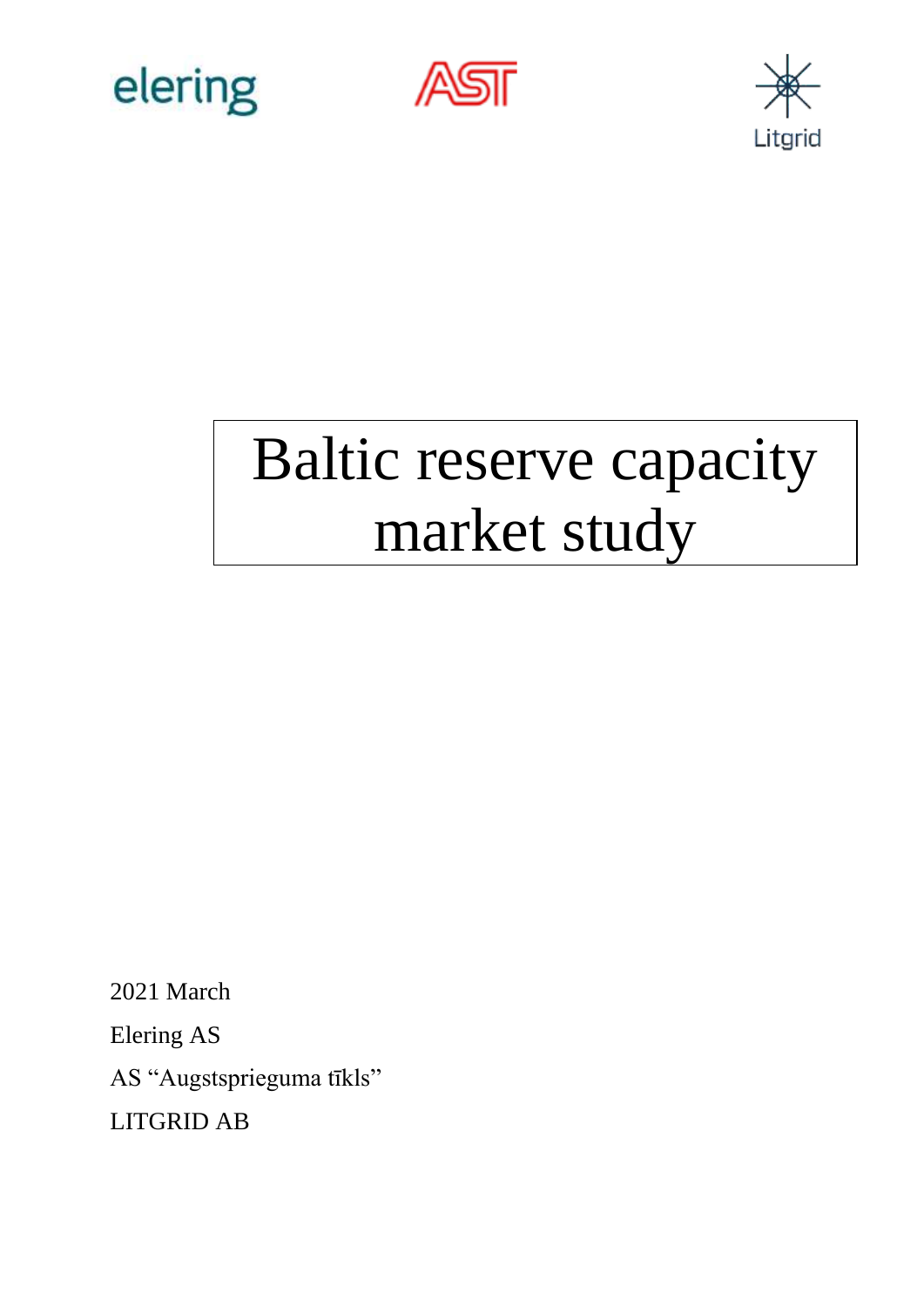elering

AST

Litgrid

# Baltic reserve capacity market study

2021 March

Elering AS

AS "Augstsprieguma tīkls"

LITGRID AB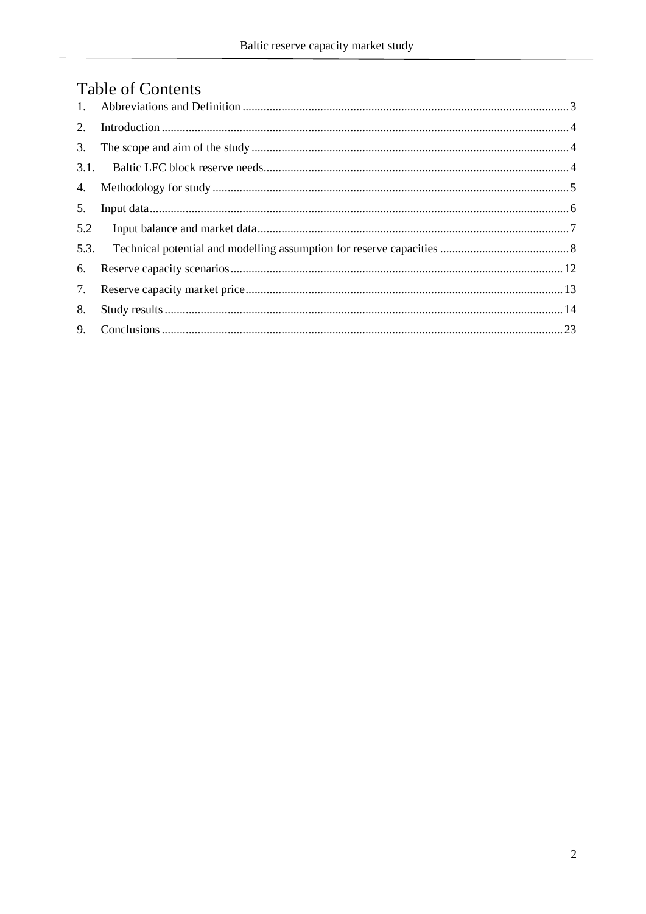# Table of Contents

1. Abbreviations and Definition ........ 3
2. Introduction ........ 4
3. The scope and aim of the study ........ 4
3.1. Baltic LFC block reserve needs ........ 4
4. Methodology for study ........ 5
5. Input data ........ 6
5.2 Input balance and market data ........ 7
5.3. Technical potential and modelling assumption for reserve capacities ........ 8
6. Reserve capacity scenarios ........ 12
7. Reserve capacity market price ........ 13
8. Study results ........ 14
9. Conclusions ........ 23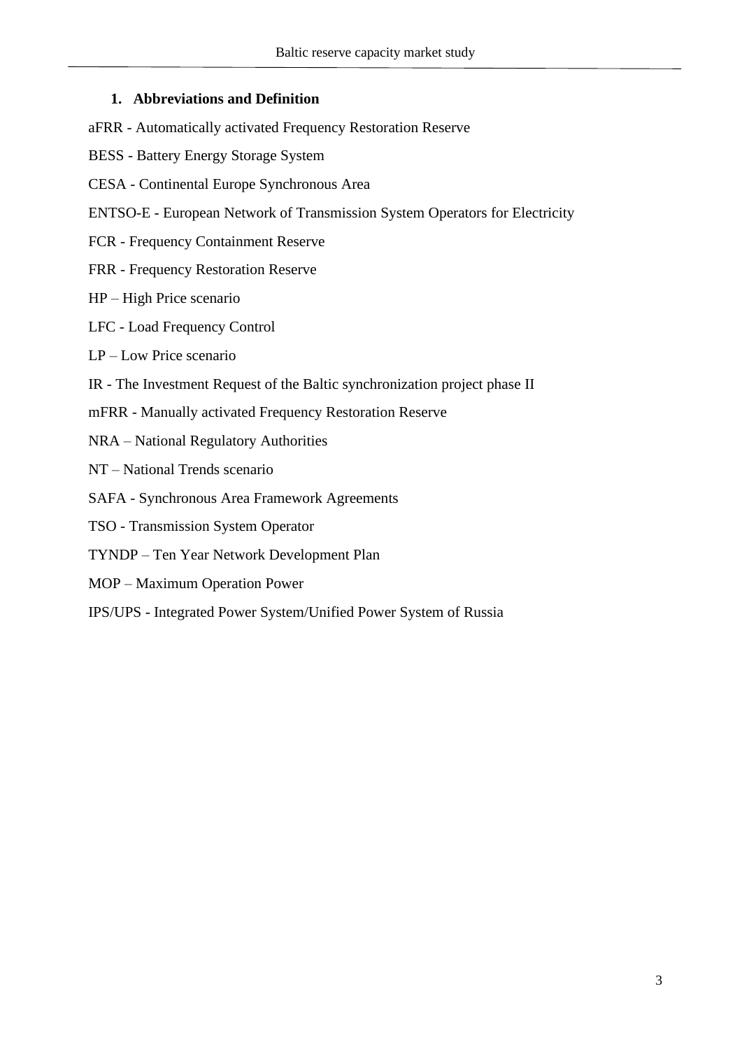## 1. Abbreviations and Definition

aFRR - Automatically activated Frequency Restoration Reserve

BESS - Battery Energy Storage System

CESA - Continental Europe Synchronous Area

ENTSO-E - European Network of Transmission System Operators for Electricity

FCR - Frequency Containment Reserve

FRR - Frequency Restoration Reserve

HP – High Price scenario

LFC - Load Frequency Control

LP – Low Price scenario

IR - The Investment Request of the Baltic synchronization project phase II

mFRR - Manually activated Frequency Restoration Reserve

NRA – National Regulatory Authorities

NT – National Trends scenario

SAFA - Synchronous Area Framework Agreements

TSO - Transmission System Operator

TYNDP – Ten Year Network Development Plan

MOP – Maximum Operation Power

IPS/UPS - Integrated Power System/Unified Power System of Russia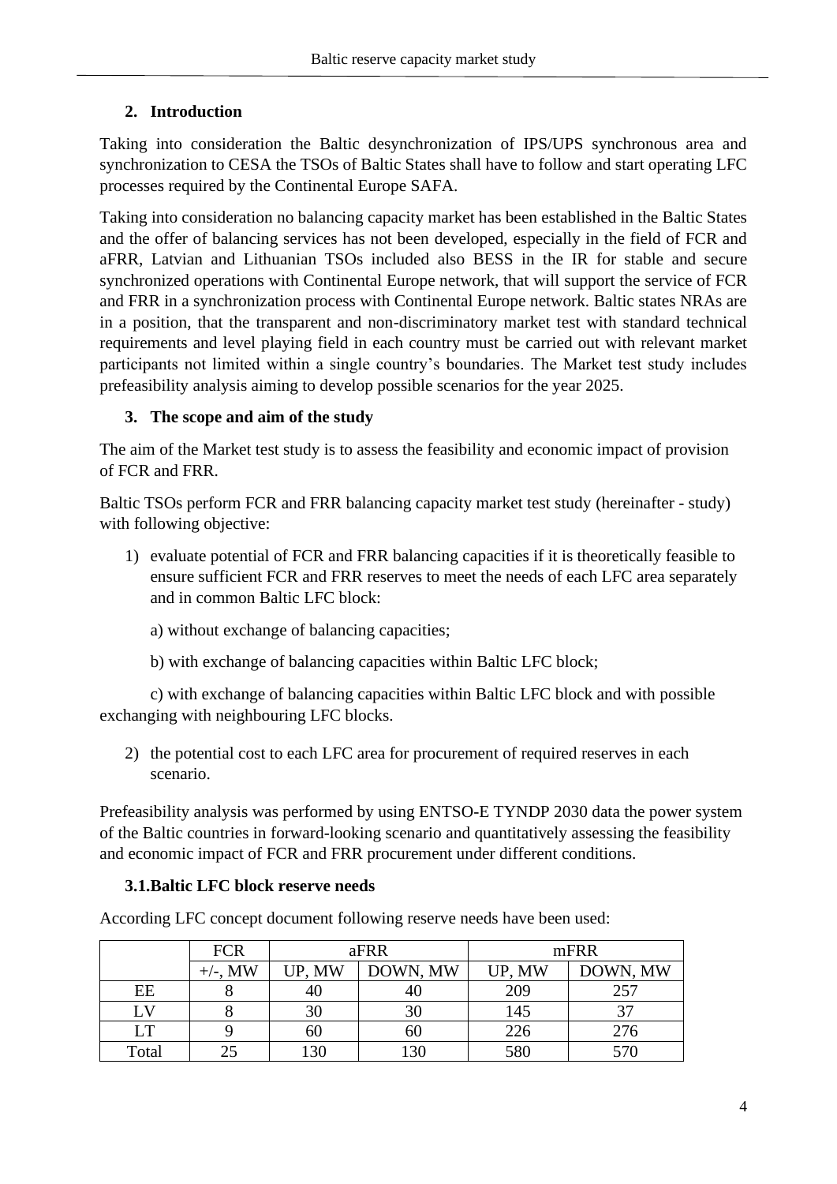## 2. Introduction

Taking into consideration the Baltic desynchronization of IPS/UPS synchronous area and synchronization to CESA the TSOs of Baltic States shall have to follow and start operating LFC processes required by the Continental Europe SAFA.

Taking into consideration no balancing capacity market has been established in the Baltic States and the offer of balancing services has not been developed, especially in the field of FCR and aFRR, Latvian and Lithuanian TSOs included also BESS in the IR for stable and secure synchronized operations with Continental Europe network, that will support the service of FCR and FRR in a synchronization process with Continental Europe network. Baltic states NRAs are in a position, that the transparent and non-discriminatory market test with standard technical requirements and level playing field in each country must be carried out with relevant market participants not limited within a single country's boundaries. The Market test study includes prefeasibility analysis aiming to develop possible scenarios for the year 2025.

## 3. The scope and aim of the study

The aim of the Market test study is to assess the feasibility and economic impact of provision of FCR and FRR.

Baltic TSOs perform FCR and FRR balancing capacity market test study (hereinafter - study) with following objective:

1) evaluate potential of FCR and FRR balancing capacities if it is theoretically feasible to ensure sufficient FCR and FRR reserves to meet the needs of each LFC area separately and in common Baltic LFC block:

   a) without exchange of balancing capacities;

   b) with exchange of balancing capacities within Baltic LFC block;

   c) with exchange of balancing capacities within Baltic LFC block and with possible exchanging with neighbouring LFC blocks.

2) the potential cost to each LFC area for procurement of required reserves in each scenario.

Prefeasibility analysis was performed by using ENTSO-E TYNDP 2030 data the power system of the Baltic countries in forward-looking scenario and quantitatively assessing the feasibility and economic impact of FCR and FRR procurement under different conditions.

### 3.1. Baltic LFC block reserve needs

According LFC concept document following reserve needs have been used:

| | FCR | aFRR | | mFRR | |
|---|---|---|---|---|---|
| | +/-, MW | UP, MW | DOWN, MW | UP, MW | DOWN, MW |
| EE | 8 | 40 | 40 | 209 | 257 |
| LV | 8 | 30 | 30 | 145 | 37 |
| LT | 9 | 60 | 60 | 226 | 276 |
| Total | 25 | 130 | 130 | 580 | 570 |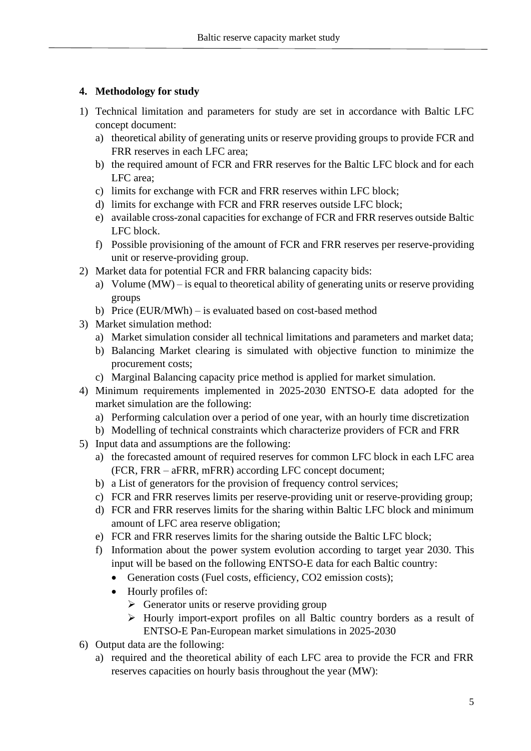## 4. Methodology for study

1) Technical limitation and parameters for study are set in accordance with Baltic LFC concept document:
   a) theoretical ability of generating units or reserve providing groups to provide FCR and FRR reserves in each LFC area;
   b) the required amount of FCR and FRR reserves for the Baltic LFC block and for each LFC area;
   c) limits for exchange with FCR and FRR reserves within LFC block;
   d) limits for exchange with FCR and FRR reserves outside LFC block;
   e) available cross-zonal capacities for exchange of FCR and FRR reserves outside Baltic LFC block.
   f) Possible provisioning of the amount of FCR and FRR reserves per reserve-providing unit or reserve-providing group.
2) Market data for potential FCR and FRR balancing capacity bids:
   a) Volume (MW) – is equal to theoretical ability of generating units or reserve providing groups
   b) Price (EUR/MWh) – is evaluated based on cost-based method
3) Market simulation method:
   a) Market simulation consider all technical limitations and parameters and market data;
   b) Balancing Market clearing is simulated with objective function to minimize the procurement costs;
   c) Marginal Balancing capacity price method is applied for market simulation.
4) Minimum requirements implemented in 2025-2030 ENTSO-E data adopted for the market simulation are the following:
   a) Performing calculation over a period of one year, with an hourly time discretization
   b) Modelling of technical constraints which characterize providers of FCR and FRR
5) Input data and assumptions are the following:
   a) the forecasted amount of required reserves for common LFC block in each LFC area (FCR, FRR – aFRR, mFRR) according LFC concept document;
   b) a List of generators for the provision of frequency control services;
   c) FCR and FRR reserves limits per reserve-providing unit or reserve-providing group;
   d) FCR and FRR reserves limits for the sharing within Baltic LFC block and minimum amount of LFC area reserve obligation;
   e) FCR and FRR reserves limits for the sharing outside the Baltic LFC block;
   f) Information about the power system evolution according to target year 2030. This input will be based on the following ENTSO-E data for each Baltic country:
      - Generation costs (Fuel costs, efficiency, $CO_2$ emission costs);
      - Hourly profiles of:
        - Generator units or reserve providing group
        - Hourly import-export profiles on all Baltic country borders as a result of ENTSO-E Pan-European market simulations in 2025-2030
6) Output data are the following:
   a) required and the theoretical ability of each LFC area to provide the FCR and FRR reserves capacities on hourly basis throughout the year (MW):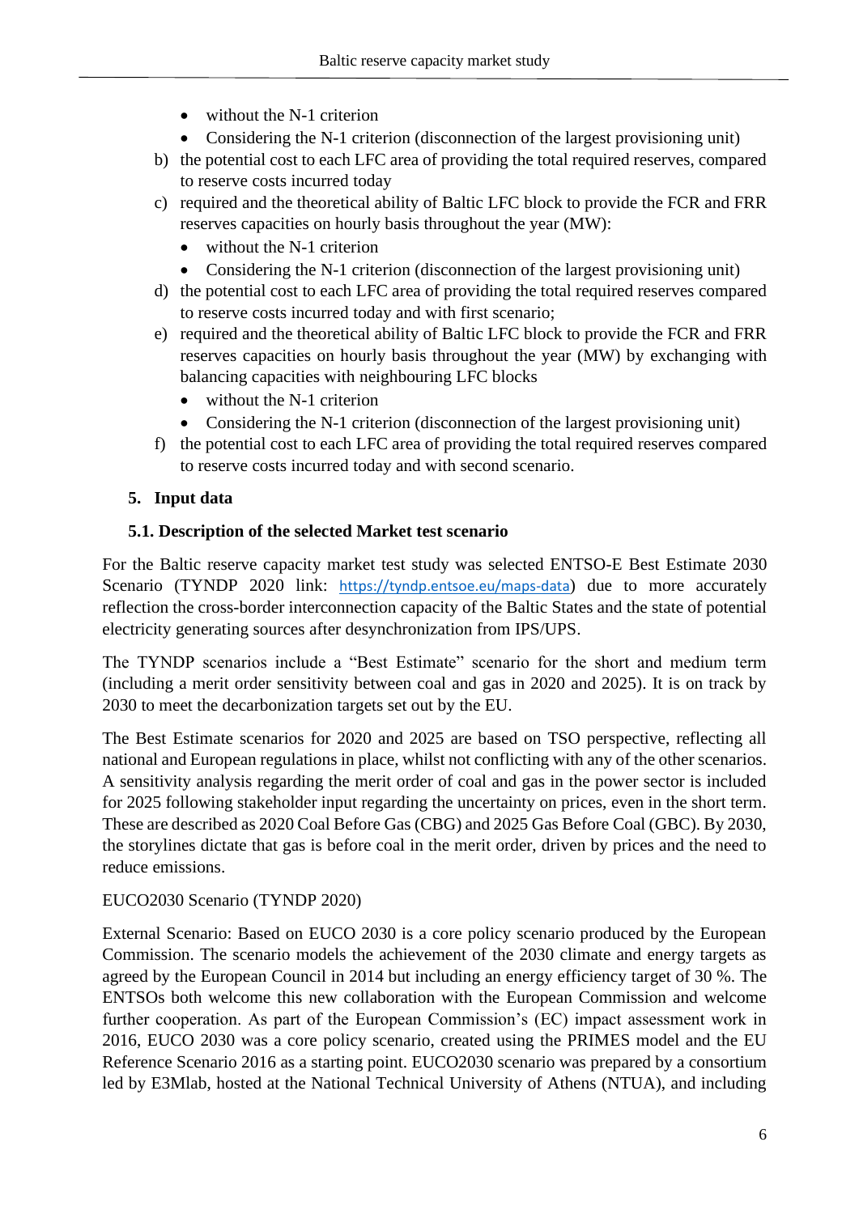- without the N-1 criterion
- Considering the N-1 criterion (disconnection of the largest provisioning unit)

b) the potential cost to each LFC area of providing the total required reserves, compared to reserve costs incurred today

c) required and the theoretical ability of Baltic LFC block to provide the FCR and FRR reserves capacities on hourly basis throughout the year (MW):

- without the N-1 criterion
- Considering the N-1 criterion (disconnection of the largest provisioning unit)

d) the potential cost to each LFC area of providing the total required reserves compared to reserve costs incurred today and with first scenario;

e) required and the theoretical ability of Baltic LFC block to provide the FCR and FRR reserves capacities on hourly basis throughout the year (MW) by exchanging with balancing capacities with neighbouring LFC blocks

- without the N-1 criterion
- Considering the N-1 criterion (disconnection of the largest provisioning unit)

f) the potential cost to each LFC area of providing the total required reserves compared to reserve costs incurred today and with second scenario.

## 5. Input data

### 5.1. Description of the selected Market test scenario

For the Baltic reserve capacity market test study was selected ENTSO-E Best Estimate 2030 Scenario (TYNDP 2020 link: https://tyndp.entsoe.eu/maps-data) due to more accurately reflection the cross-border interconnection capacity of the Baltic States and the state of potential electricity generating sources after desynchronization from IPS/UPS.

The TYNDP scenarios include a "Best Estimate" scenario for the short and medium term (including a merit order sensitivity between coal and gas in 2020 and 2025). It is on track by 2030 to meet the decarbonization targets set out by the EU.

The Best Estimate scenarios for 2020 and 2025 are based on TSO perspective, reflecting all national and European regulations in place, whilst not conflicting with any of the other scenarios. A sensitivity analysis regarding the merit order of coal and gas in the power sector is included for 2025 following stakeholder input regarding the uncertainty on prices, even in the short term. These are described as 2020 Coal Before Gas (CBG) and 2025 Gas Before Coal (GBC). By 2030, the storylines dictate that gas is before coal in the merit order, driven by prices and the need to reduce emissions.

EUCO2030 Scenario (TYNDP 2020)

External Scenario: Based on EUCO 2030 is a core policy scenario produced by the European Commission. The scenario models the achievement of the 2030 climate and energy targets as agreed by the European Council in 2014 but including an energy efficiency target of 30 %. The ENTSOs both welcome this new collaboration with the European Commission and welcome further cooperation. As part of the European Commission's (EC) impact assessment work in 2016, EUCO 2030 was a core policy scenario, created using the PRIMES model and the EU Reference Scenario 2016 as a starting point. EUCO2030 scenario was prepared by a consortium led by E3Mlab, hosted at the National Technical University of Athens (NTUA), and including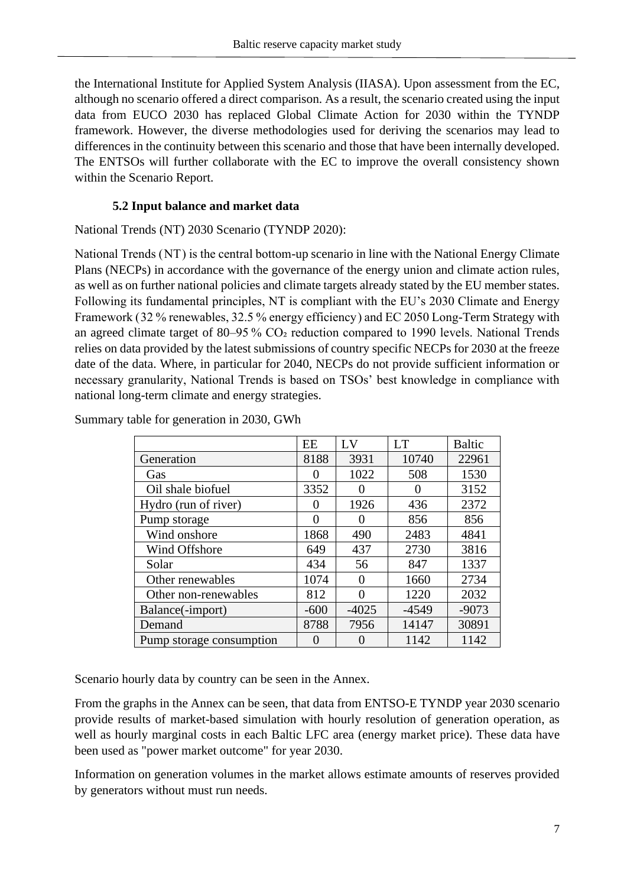the International Institute for Applied System Analysis (IIASA). Upon assessment from the EC, although no scenario offered a direct comparison. As a result, the scenario created using the input data from EUCO 2030 has replaced Global Climate Action for 2030 within the TYNDP framework. However, the diverse methodologies used for deriving the scenarios may lead to differences in the continuity between this scenario and those that have been internally developed. The ENTSOs will further collaborate with the EC to improve the overall consistency shown within the Scenario Report.

### 5.2 Input balance and market data

National Trends (NT) 2030 Scenario (TYNDP 2020):

National Trends (NT) is the central bottom-up scenario in line with the National Energy Climate Plans (NECPs) in accordance with the governance of the energy union and climate action rules, as well as on further national policies and climate targets already stated by the EU member states. Following its fundamental principles, NT is compliant with the EU's 2030 Climate and Energy Framework (32 % renewables, 32.5 % energy efficiency) and EC 2050 Long-Term Strategy with an agreed climate target of 80–95 % $CO_2$ reduction compared to 1990 levels. National Trends relies on data provided by the latest submissions of country specific NECPs for 2030 at the freeze date of the data. Where, in particular for 2040, NECPs do not provide sufficient information or necessary granularity, National Trends is based on TSOs' best knowledge in compliance with national long-term climate and energy strategies.

Summary table for generation in 2030, GWh

| | EE | LV | LT | Baltic |
|---|---|---|---|---|
| Generation | 8188 | 3931 | 10740 | 22961 |
| Gas | 0 | 1022 | 508 | 1530 |
| Oil shale biofuel | 3352 | 0 | 0 | 3152 |
| Hydro (run of river) | 0 | 1926 | 436 | 2372 |
| Pump storage | 0 | 0 | 856 | 856 |
| Wind onshore | 1868 | 490 | 2483 | 4841 |
| Wind Offshore | 649 | 437 | 2730 | 3816 |
| Solar | 434 | 56 | 847 | 1337 |
| Other renewables | 1074 | 0 | 1660 | 2734 |
| Other non-renewables | 812 | 0 | 1220 | 2032 |
| Balance(-import) | -600 | -4025 | -4549 | -9073 |
| Demand | 8788 | 7956 | 14147 | 30891 |
| Pump storage consumption | 0 | 0 | 1142 | 1142 |

Scenario hourly data by country can be seen in the Annex.

From the graphs in the Annex can be seen, that data from ENTSO-E TYNDP year 2030 scenario provide results of market-based simulation with hourly resolution of generation operation, as well as hourly marginal costs in each Baltic LFC area (energy market price). These data have been used as "power market outcome" for year 2030.

Information on generation volumes in the market allows estimate amounts of reserves provided by generators without must run needs.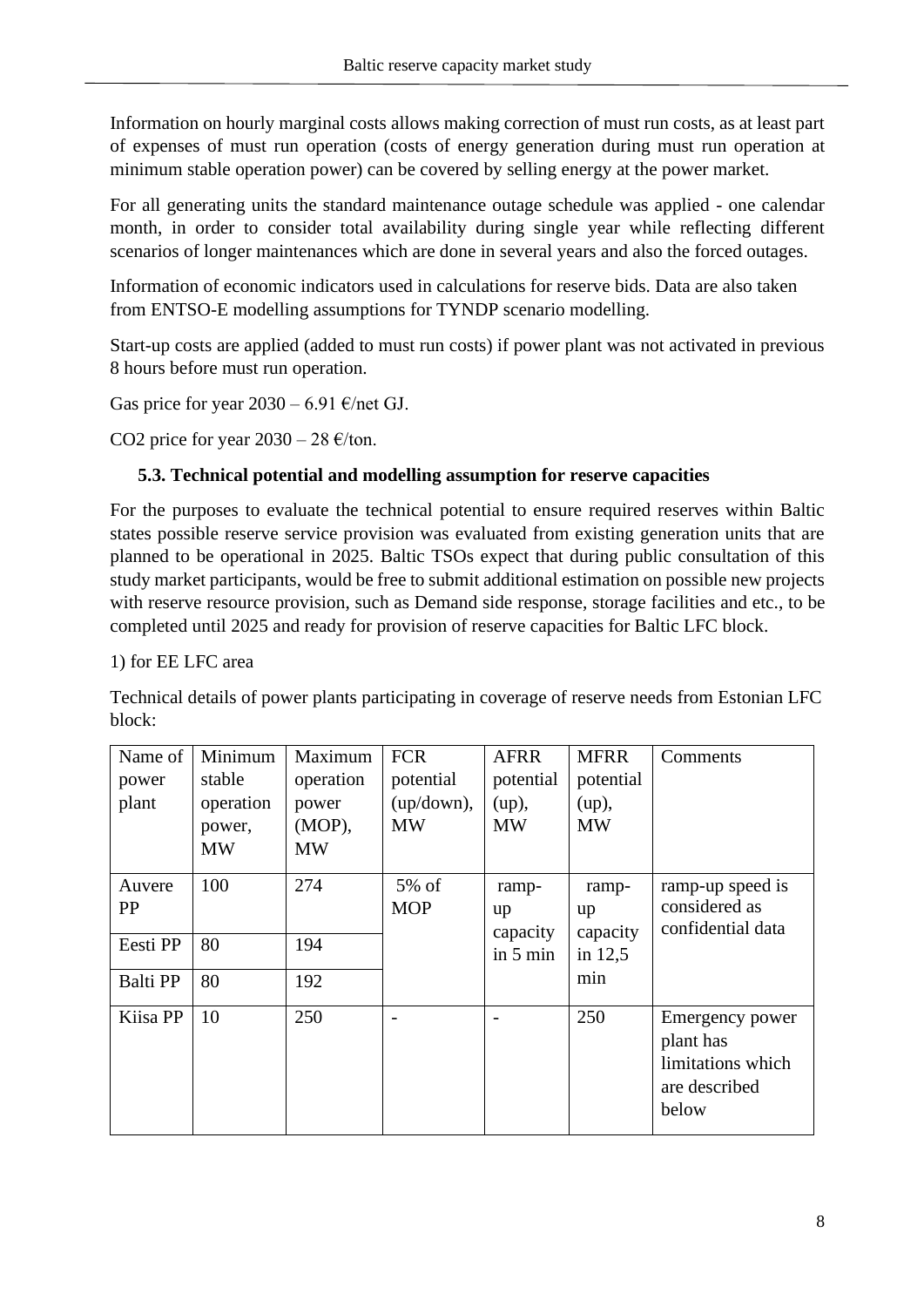Information on hourly marginal costs allows making correction of must run costs, as at least part of expenses of must run operation (costs of energy generation during must run operation at minimum stable operation power) can be covered by selling energy at the power market.

For all generating units the standard maintenance outage schedule was applied - one calendar month, in order to consider total availability during single year while reflecting different scenarios of longer maintenances which are done in several years and also the forced outages.

Information of economic indicators used in calculations for reserve bids. Data are also taken from ENTSO-E modelling assumptions for TYNDP scenario modelling.

Start-up costs are applied (added to must run costs) if power plant was not activated in previous 8 hours before must run operation.

Gas price for year 2030 – 6.91 €/net GJ.

$CO_2$ price for year 2030 – 28 €/ton.

### 5.3. Technical potential and modelling assumption for reserve capacities

For the purposes to evaluate the technical potential to ensure required reserves within Baltic states possible reserve service provision was evaluated from existing generation units that are planned to be operational in 2025. Baltic TSOs expect that during public consultation of this study market participants, would be free to submit additional estimation on possible new projects with reserve resource provision, such as Demand side response, storage facilities and etc., to be completed until 2025 and ready for provision of reserve capacities for Baltic LFC block.

1) for EE LFC area

Technical details of power plants participating in coverage of reserve needs from Estonian LFC block:

| Name of power plant | Minimum stable operation power, MW | Maximum operation power (MOP), MW | FCR potential (up/down), MW | AFRR potential (up), MW | MFRR potential (up), MW | Comments |
|---|---|---|---|---|---|---|
| Auvere PP | 100 | 274 | 5% of MOP | ramp-up capacity in 5 min | ramp-up capacity in 12,5 min | ramp-up speed is considered as confidential data |
| Eesti PP | 80 | 194 | | | | |
| Balti PP | 80 | 192 | | | | |
| Kiisa PP | 10 | 250 | - | - | 250 | Emergency power plant has limitations which are described below |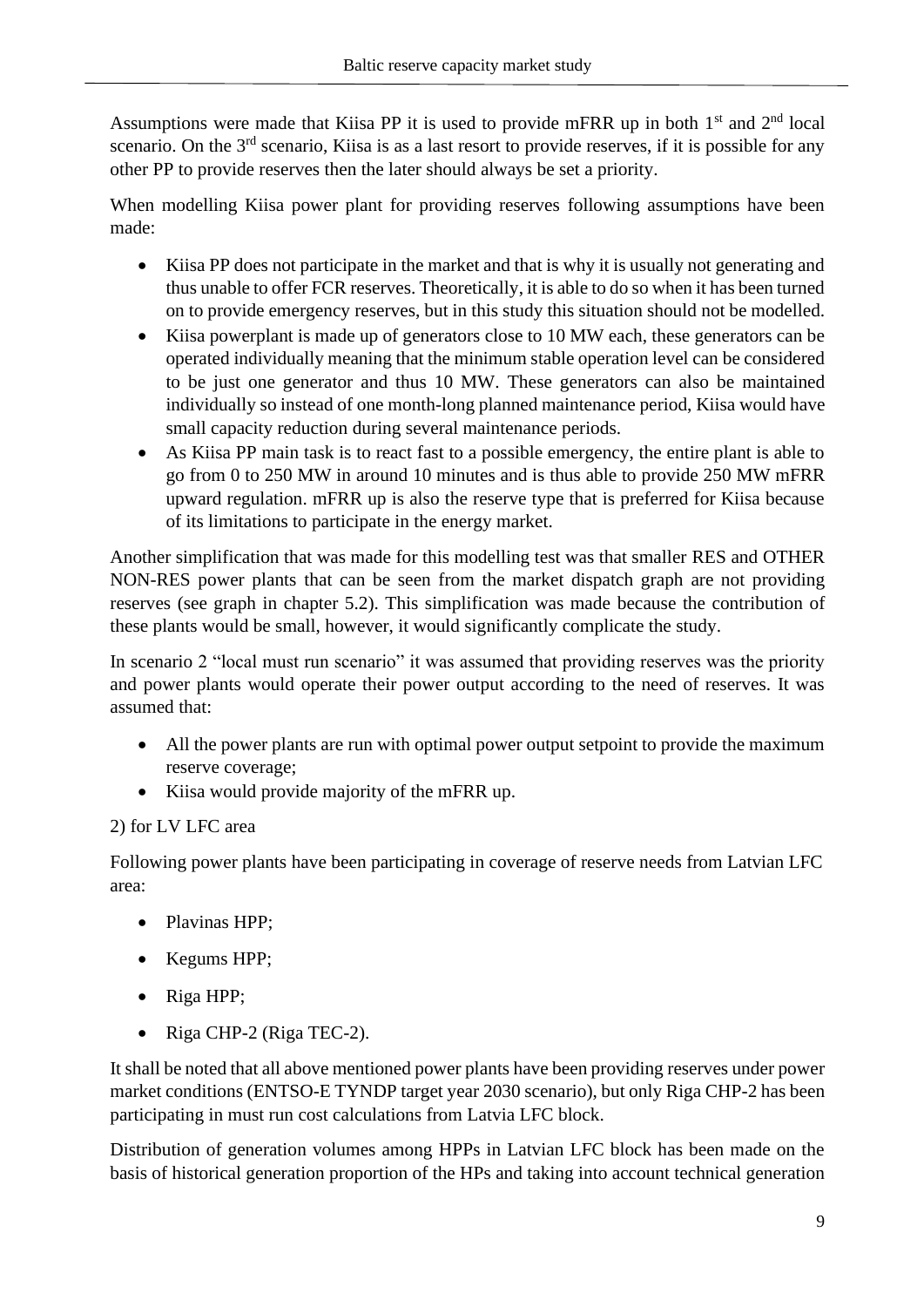Assumptions were made that Kiisa PP it is used to provide mFRR up in both 1st and 2nd local scenario. On the 3rd scenario, Kiisa is as a last resort to provide reserves, if it is possible for any other PP to provide reserves then the later should always be set a priority.

When modelling Kiisa power plant for providing reserves following assumptions have been made:

- Kiisa PP does not participate in the market and that is why it is usually not generating and thus unable to offer FCR reserves. Theoretically, it is able to do so when it has been turned on to provide emergency reserves, but in this study this situation should not be modelled.
- Kiisa powerplant is made up of generators close to 10 MW each, these generators can be operated individually meaning that the minimum stable operation level can be considered to be just one generator and thus 10 MW. These generators can also be maintained individually so instead of one month-long planned maintenance period, Kiisa would have small capacity reduction during several maintenance periods.
- As Kiisa PP main task is to react fast to a possible emergency, the entire plant is able to go from 0 to 250 MW in around 10 minutes and is thus able to provide 250 MW mFRR upward regulation. mFRR up is also the reserve type that is preferred for Kiisa because of its limitations to participate in the energy market.

Another simplification that was made for this modelling test was that smaller RES and OTHER NON-RES power plants that can be seen from the market dispatch graph are not providing reserves (see graph in chapter 5.2). This simplification was made because the contribution of these plants would be small, however, it would significantly complicate the study.

In scenario 2 "local must run scenario" it was assumed that providing reserves was the priority and power plants would operate their power output according to the need of reserves. It was assumed that:

- All the power plants are run with optimal power output setpoint to provide the maximum reserve coverage;
- Kiisa would provide majority of the mFRR up.

2) for LV LFC area

Following power plants have been participating in coverage of reserve needs from Latvian LFC area:

- Plavinas HPP;
- Kegums HPP;
- Riga HPP;
- Riga CHP-2 (Riga TEC-2).

It shall be noted that all above mentioned power plants have been providing reserves under power market conditions (ENTSO-E TYNDP target year 2030 scenario), but only Riga CHP-2 has been participating in must run cost calculations from Latvia LFC block.

Distribution of generation volumes among HPPs in Latvian LFC block has been made on the basis of historical generation proportion of the HPs and taking into account technical generation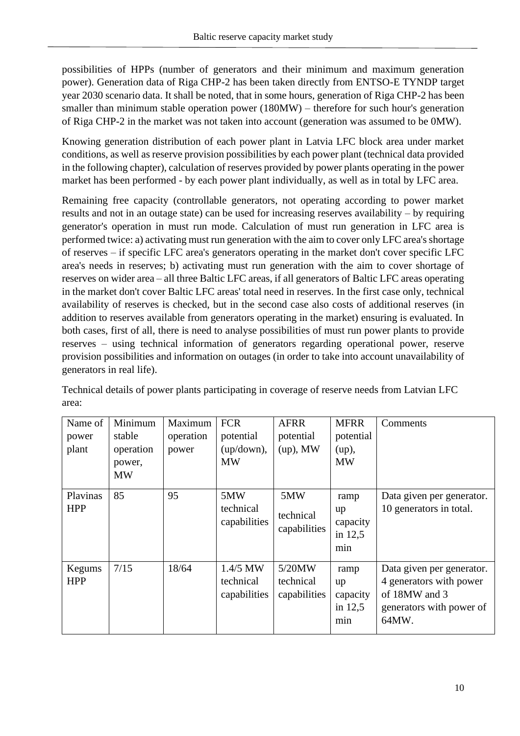possibilities of HPPs (number of generators and their minimum and maximum generation power). Generation data of Riga CHP-2 has been taken directly from ENTSO-E TYNDP target year 2030 scenario data. It shall be noted, that in some hours, generation of Riga CHP-2 has been smaller than minimum stable operation power (180MW) – therefore for such hour's generation of Riga CHP-2 in the market was not taken into account (generation was assumed to be 0MW).

Knowing generation distribution of each power plant in Latvia LFC block area under market conditions, as well as reserve provision possibilities by each power plant (technical data provided in the following chapter), calculation of reserves provided by power plants operating in the power market has been performed - by each power plant individually, as well as in total by LFC area.

Remaining free capacity (controllable generators, not operating according to power market results and not in an outage state) can be used for increasing reserves availability – by requiring generator's operation in must run mode. Calculation of must run generation in LFC area is performed twice: a) activating must run generation with the aim to cover only LFC area's shortage of reserves – if specific LFC area's generators operating in the market don't cover specific LFC area's needs in reserves; b) activating must run generation with the aim to cover shortage of reserves on wider area – all three Baltic LFC areas, if all generators of Baltic LFC areas operating in the market don't cover Baltic LFC areas' total need in reserves. In the first case only, technical availability of reserves is checked, but in the second case also costs of additional reserves (in addition to reserves available from generators operating in the market) ensuring is evaluated. In both cases, first of all, there is need to analyse possibilities of must run power plants to provide reserves – using technical information of generators regarding operational power, reserve provision possibilities and information on outages (in order to take into account unavailability of generators in real life).

Technical details of power plants participating in coverage of reserve needs from Latvian LFC area:

| Name of power plant | Minimum stable operation power, MW | Maximum operation power | FCR potential (up/down), MW | AFRR potential (up), MW | MFRR potential (up), MW | Comments |
|---|---|---|---|---|---|---|
| Plavinas HPP | 85 | 95 | 5MW technical capabilities | 5MW technical capabilities | ramp up capacity in 12,5 min | Data given per generator. 10 generators in total. |
| Kegums HPP | 7/15 | 18/64 | 1.4/5 MW technical capabilities | 5/20MW technical capabilities | ramp up capacity in 12,5 min | Data given per generator. 4 generators with power of 18MW and 3 generators with power of 64MW. |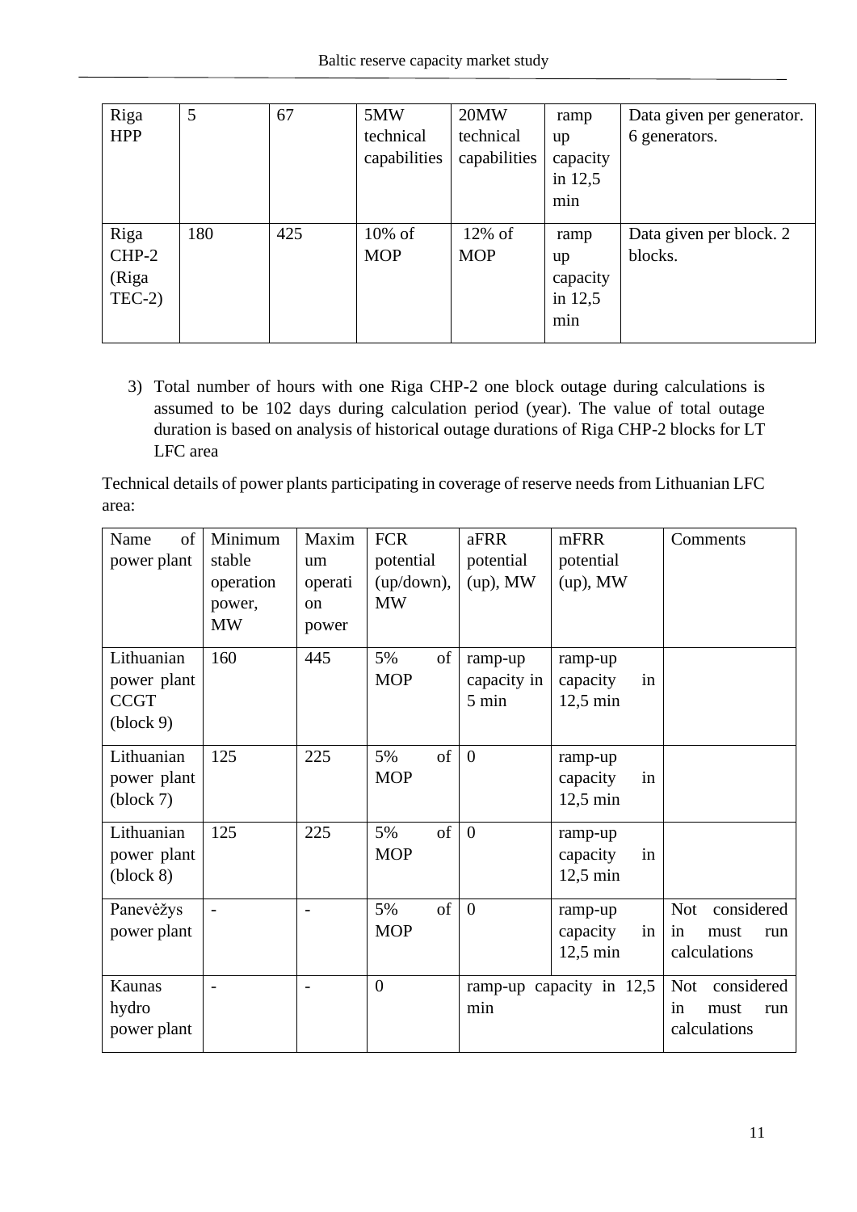| Riga HPP | 5 | 67 | 5MW technical capabilities | 20MW technical capabilities | ramp up capacity in 12,5 min | Data given per generator. 6 generators. |
|---|---|---|---|---|---|---|
| Riga CHP-2 (Riga TEC-2) | 180 | 425 | 10% of MOP | 12% of MOP | ramp up capacity in 12,5 min | Data given per block. 2 blocks. |

3) Total number of hours with one Riga CHP-2 one block outage during calculations is assumed to be 102 days during calculation period (year). The value of total outage duration is based on analysis of historical outage durations of Riga CHP-2 blocks for LT LFC area

Technical details of power plants participating in coverage of reserve needs from Lithuanian LFC area:

| Name of power plant | Minimum stable operation power, MW | Maximum operation power | FCR potential (up/down), MW | aFRR potential (up), MW | mFRR potential (up), MW | Comments |
|---|---|---|---|---|---|---|
| Lithuanian power plant CCGT (block 9) | 160 | 445 | 5% of MOP | ramp-up capacity in 5 min | ramp-up capacity in 12,5 min | |
| Lithuanian power plant (block 7) | 125 | 225 | 5% of MOP | 0 | ramp-up capacity in 12,5 min | |
| Lithuanian power plant (block 8) | 125 | 225 | 5% of MOP | 0 | ramp-up capacity in 12,5 min | |
| Panevėžys power plant | - | - | 5% of MOP | 0 | ramp-up capacity in 12,5 min | Not considered in must run calculations |
| Kaunas hydro power plant | - | - | 0 | ramp-up capacity in 12,5 min | | Not considered in must run calculations |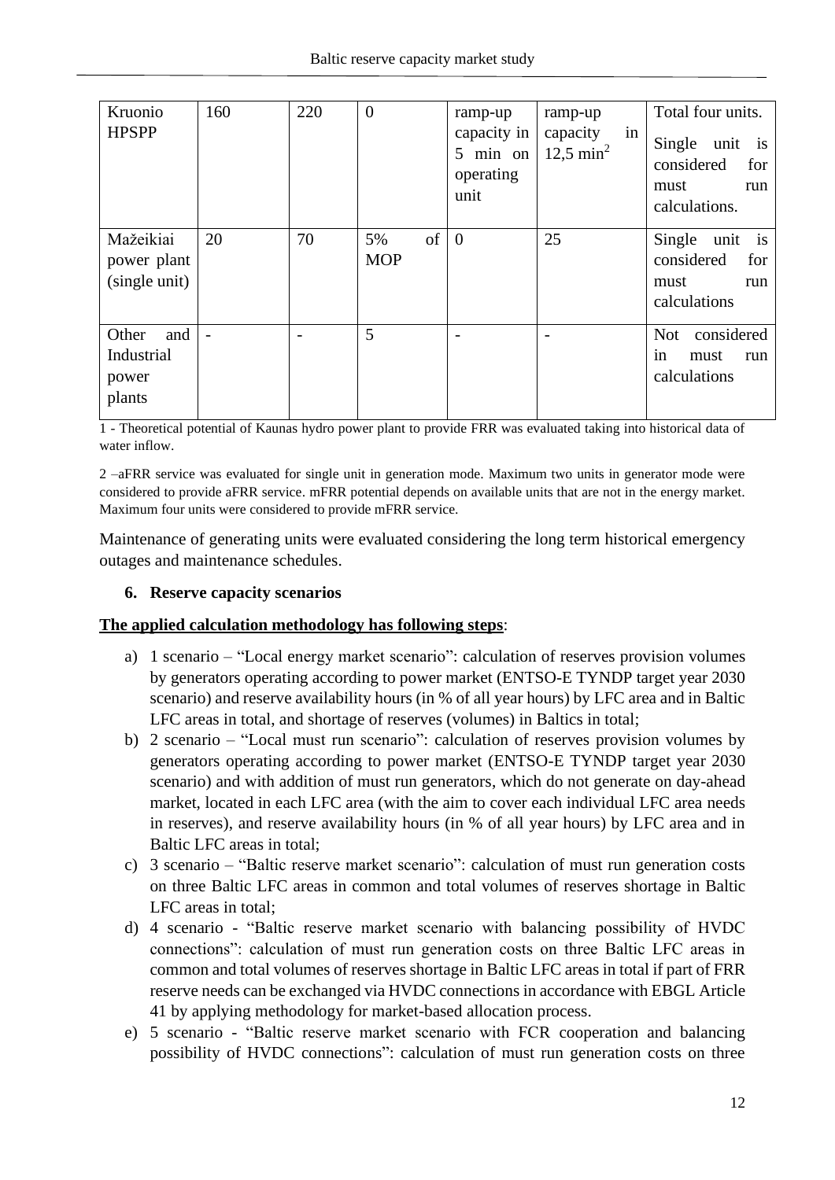| Kruonio HPSPP | 160 | 220 | 0 | ramp-up capacity in 5 min on operating unit | ramp-up capacity in 12,5 min[2] | Total four units. Single unit is considered for must run calculations. |
|---|---|---|---|---|---|---|
| Mažeikiai power plant (single unit) | 20 | 70 | 5% of MOP | 0 | 25 | Single unit is considered for must run calculations |
| Other and Industrial power plants | - | - | 5 | - | - | Not considered in must run calculations |

1 - Theoretical potential of Kaunas hydro power plant to provide FRR was evaluated taking into historical data of water inflow.

2 –aFRR service was evaluated for single unit in generation mode. Maximum two units in generator mode were considered to provide aFRR service. mFRR potential depends on available units that are not in the energy market. Maximum four units were considered to provide mFRR service.

Maintenance of generating units were evaluated considering the long term historical emergency outages and maintenance schedules.

## 6. Reserve capacity scenarios

**The applied calculation methodology has following steps**:

a) 1 scenario – "Local energy market scenario": calculation of reserves provision volumes by generators operating according to power market (ENTSO-E TYNDP target year 2030 scenario) and reserve availability hours (in % of all year hours) by LFC area and in Baltic LFC areas in total, and shortage of reserves (volumes) in Baltics in total;

b) 2 scenario – "Local must run scenario": calculation of reserves provision volumes by generators operating according to power market (ENTSO-E TYNDP target year 2030 scenario) and with addition of must run generators, which do not generate on day-ahead market, located in each LFC area (with the aim to cover each individual LFC area needs in reserves), and reserve availability hours (in % of all year hours) by LFC area and in Baltic LFC areas in total;

c) 3 scenario – "Baltic reserve market scenario": calculation of must run generation costs on three Baltic LFC areas in common and total volumes of reserves shortage in Baltic LFC areas in total;

d) 4 scenario - "Baltic reserve market scenario with balancing possibility of HVDC connections": calculation of must run generation costs on three Baltic LFC areas in common and total volumes of reserves shortage in Baltic LFC areas in total if part of FRR reserve needs can be exchanged via HVDC connections in accordance with EBGL Article 41 by applying methodology for market-based allocation process.

e) 5 scenario - "Baltic reserve market scenario with FCR cooperation and balancing possibility of HVDC connections": calculation of must run generation costs on three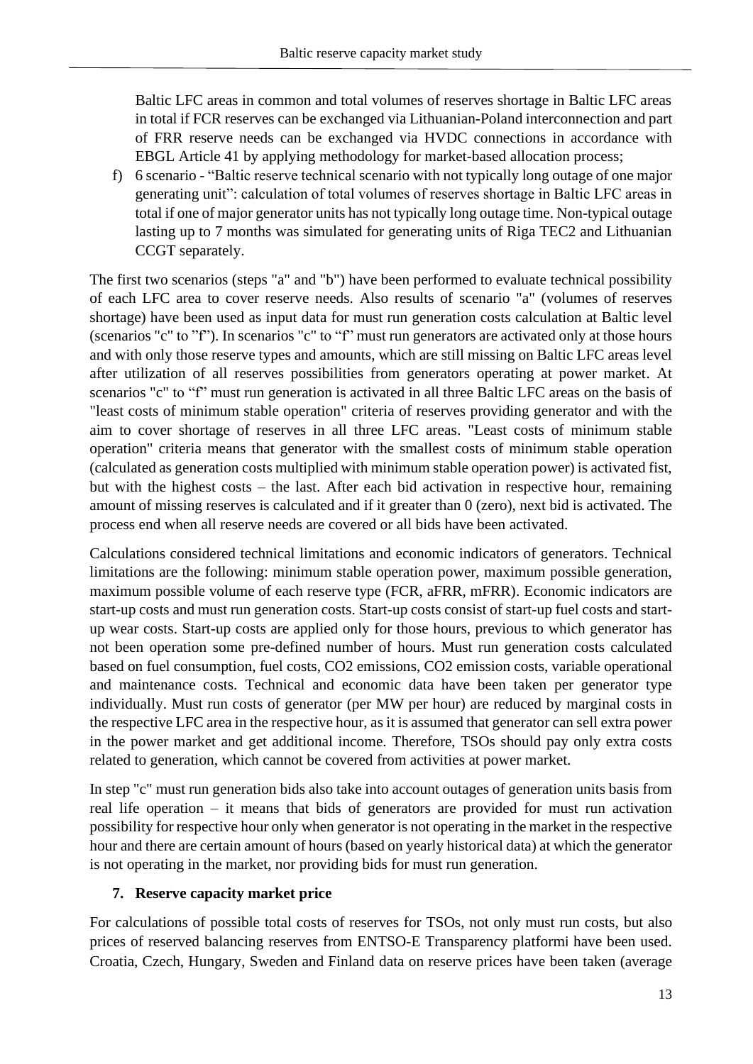Baltic LFC areas in common and total volumes of reserves shortage in Baltic LFC areas in total if FCR reserves can be exchanged via Lithuanian-Poland interconnection and part of FRR reserve needs can be exchanged via HVDC connections in accordance with EBGL Article 41 by applying methodology for market-based allocation process;

f) 6 scenario - "Baltic reserve technical scenario with not typically long outage of one major generating unit": calculation of total volumes of reserves shortage in Baltic LFC areas in total if one of major generator units has not typically long outage time. Non-typical outage lasting up to 7 months was simulated for generating units of Riga TEC2 and Lithuanian CCGT separately.

The first two scenarios (steps "a" and "b") have been performed to evaluate technical possibility of each LFC area to cover reserve needs. Also results of scenario "a" (volumes of reserves shortage) have been used as input data for must run generation costs calculation at Baltic level (scenarios "c" to "f"). In scenarios "c" to "f" must run generators are activated only at those hours and with only those reserve types and amounts, which are still missing on Baltic LFC areas level after utilization of all reserves possibilities from generators operating at power market. At scenarios "c" to "f" must run generation is activated in all three Baltic LFC areas on the basis of "least costs of minimum stable operation" criteria of reserves providing generator and with the aim to cover shortage of reserves in all three LFC areas. "Least costs of minimum stable operation" criteria means that generator with the smallest costs of minimum stable operation (calculated as generation costs multiplied with minimum stable operation power) is activated fist, but with the highest costs – the last. After each bid activation in respective hour, remaining amount of missing reserves is calculated and if it greater than 0 (zero), next bid is activated. The process end when all reserve needs are covered or all bids have been activated.

Calculations considered technical limitations and economic indicators of generators. Technical limitations are the following: minimum stable operation power, maximum possible generation, maximum possible volume of each reserve type (FCR, aFRR, mFRR). Economic indicators are start-up costs and must run generation costs. Start-up costs consist of start-up fuel costs and start-up wear costs. Start-up costs are applied only for those hours, previous to which generator has not been operation some pre-defined number of hours. Must run generation costs calculated based on fuel consumption, fuel costs, $CO_2$ emissions, $CO_2$ emission costs, variable operational and maintenance costs. Technical and economic data have been taken per generator type individually. Must run costs of generator (per MW per hour) are reduced by marginal costs in the respective LFC area in the respective hour, as it is assumed that generator can sell extra power in the power market and get additional income. Therefore, TSOs should pay only extra costs related to generation, which cannot be covered from activities at power market.

In step "c" must run generation bids also take into account outages of generation units basis from real life operation – it means that bids of generators are provided for must run activation possibility for respective hour only when generator is not operating in the market in the respective hour and there are certain amount of hours (based on yearly historical data) at which the generator is not operating in the market, nor providing bids for must run generation.

## 7. Reserve capacity market price

For calculations of possible total costs of reserves for TSOs, not only must run costs, but also prices of reserved balancing reserves from ENTSO-E Transparency platformi have been used. Croatia, Czech, Hungary, Sweden and Finland data on reserve prices have been taken (average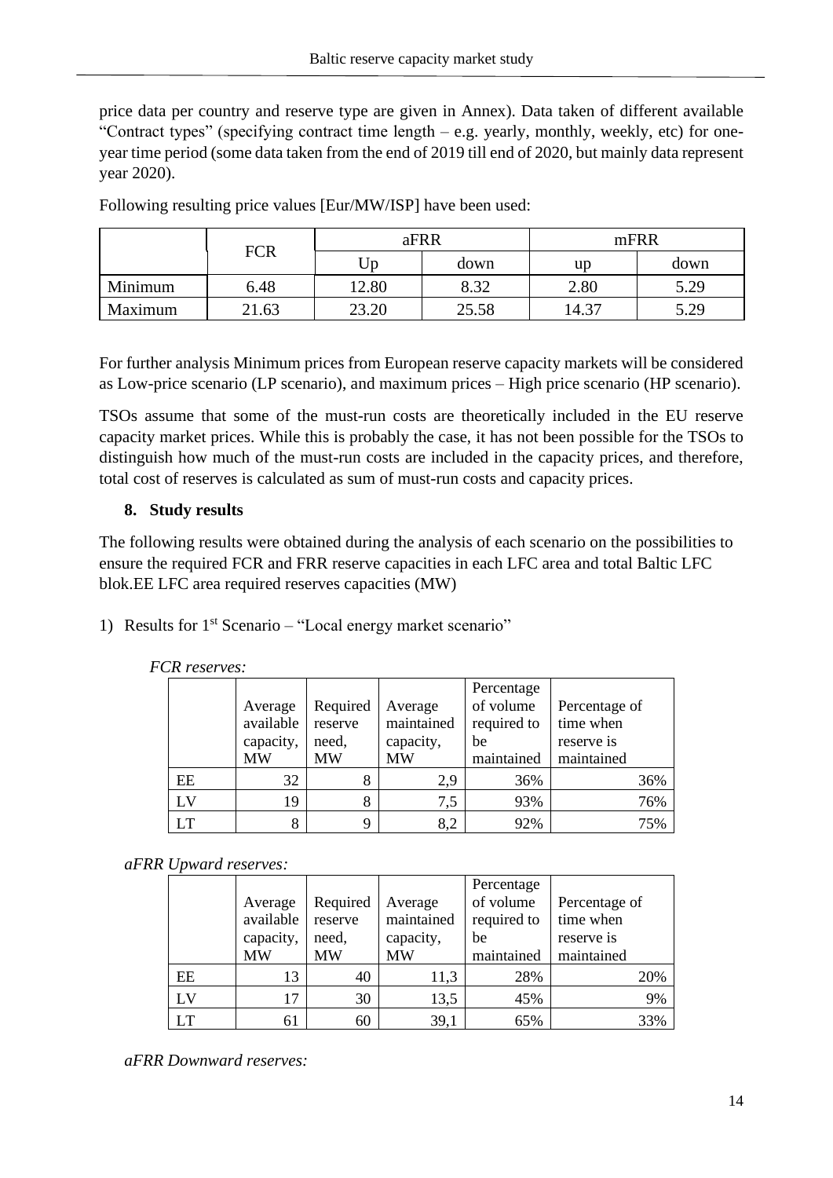price data per country and reserve type are given in Annex). Data taken of different available "Contract types" (specifying contract time length – e.g. yearly, monthly, weekly, etc) for one-year time period (some data taken from the end of 2019 till end of 2020, but mainly data represent year 2020).

Following resulting price values [Eur/MW/ISP] have been used:

| | FCR | aFRR | | mFRR | |
|---|---|---|---|---|---|
| | | Up | down | up | down |
| Minimum | 6.48 | 12.80 | 8.32 | 2.80 | 5.29 |
| Maximum | 21.63 | 23.20 | 25.58 | 14.37 | 5.29 |

For further analysis Minimum prices from European reserve capacity markets will be considered as Low-price scenario (LP scenario), and maximum prices – High price scenario (HP scenario).

TSOs assume that some of the must-run costs are theoretically included in the EU reserve capacity market prices. While this is probably the case, it has not been possible for the TSOs to distinguish how much of the must-run costs are included in the capacity prices, and therefore, total cost of reserves is calculated as sum of must-run costs and capacity prices.

## 8. Study results

The following results were obtained during the analysis of each scenario on the possibilities to ensure the required FCR and FRR reserve capacities in each LFC area and total Baltic LFC blok.EE LFC area required reserves capacities (MW)

1) Results for 1st Scenario – "Local energy market scenario"

*FCR reserves:*

| | Average available capacity, MW | Required reserve need, MW | Average maintained capacity, MW | Percentage of volume required to be maintained | Percentage of time when reserve is maintained |
|---|---|---|---|---|---|
| EE | 32 | 8 | 2,9 | 36% | 36% |
| LV | 19 | 8 | 7,5 | 93% | 76% |
| LT | 8 | 9 | 8,2 | 92% | 75% |

*aFRR Upward reserves:*

| | Average available capacity, MW | Required reserve need, MW | Average maintained capacity, MW | Percentage of volume required to be maintained | Percentage of time when reserve is maintained |
|---|---|---|---|---|---|
| EE | 13 | 40 | 11,3 | 28% | 20% |
| LV | 17 | 30 | 13,5 | 45% | 9% |
| LT | 61 | 60 | 39,1 | 65% | 33% |

*aFRR Downward reserves:*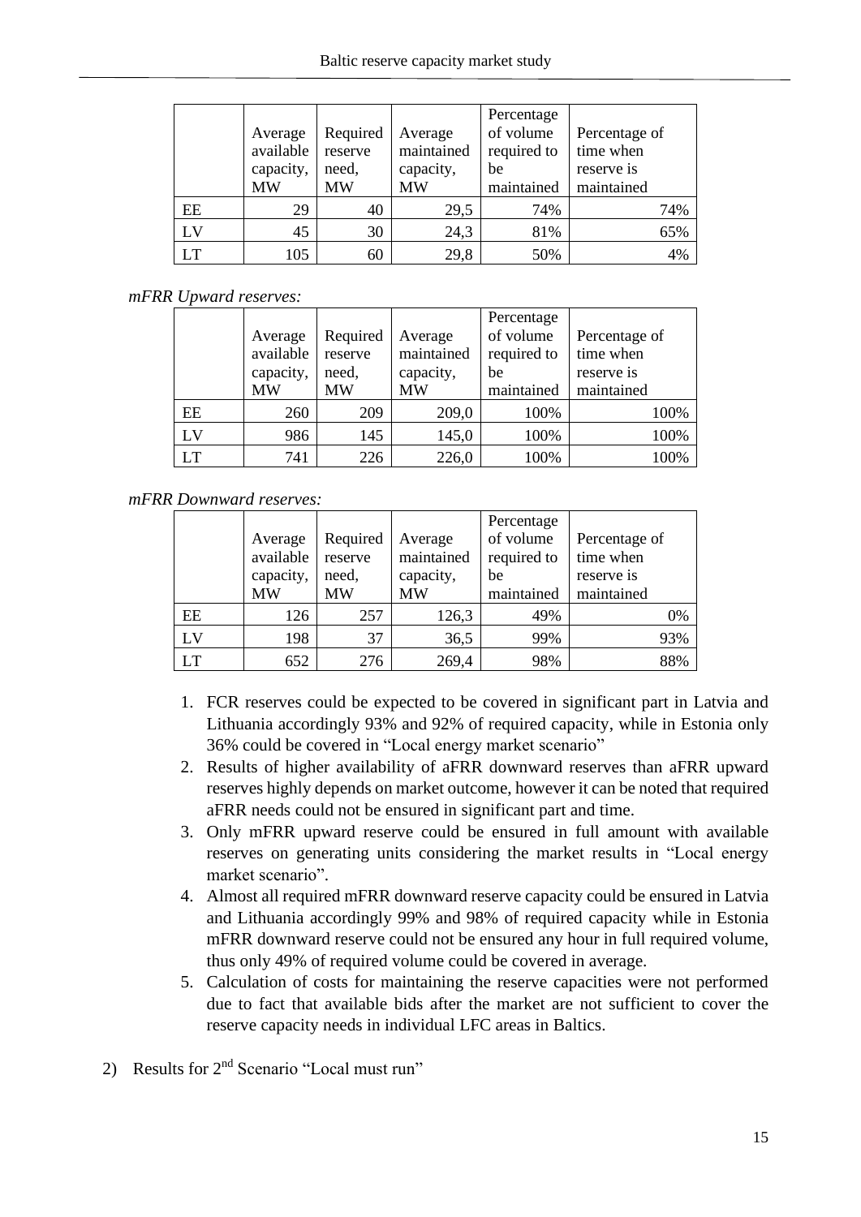| | Average available capacity, MW | Required reserve need, MW | Average maintained capacity, MW | Percentage of volume required to be maintained | Percentage of time when reserve is maintained |
|---|---|---|---|---|---|
| EE | 29 | 40 | 29,5 | 74% | 74% |
| LV | 45 | 30 | 24,3 | 81% | 65% |
| LT | 105 | 60 | 29,8 | 50% | 4% |

*mFRR Upward reserves:*

| | Average available capacity, MW | Required reserve need, MW | Average maintained capacity, MW | Percentage of volume required to be maintained | Percentage of time when reserve is maintained |
|---|---|---|---|---|---|
| EE | 260 | 209 | 209,0 | 100% | 100% |
| LV | 986 | 145 | 145,0 | 100% | 100% |
| LT | 741 | 226 | 226,0 | 100% | 100% |

*mFRR Downward reserves:*

| | Average available capacity, MW | Required reserve need, MW | Average maintained capacity, MW | Percentage of volume required to be maintained | Percentage of time when reserve is maintained |
|---|---|---|---|---|---|
| EE | 126 | 257 | 126,3 | 49% | 0% |
| LV | 198 | 37 | 36,5 | 99% | 93% |
| LT | 652 | 276 | 269,4 | 98% | 88% |

1. FCR reserves could be expected to be covered in significant part in Latvia and Lithuania accordingly 93% and 92% of required capacity, while in Estonia only 36% could be covered in "Local energy market scenario"
2. Results of higher availability of aFRR downward reserves than aFRR upward reserves highly depends on market outcome, however it can be noted that required aFRR needs could not be ensured in significant part and time.
3. Only mFRR upward reserve could be ensured in full amount with available reserves on generating units considering the market results in "Local energy market scenario".
4. Almost all required mFRR downward reserve capacity could be ensured in Latvia and Lithuania accordingly 99% and 98% of required capacity while in Estonia mFRR downward reserve could not be ensured any hour in full required volume, thus only 49% of required volume could be covered in average.
5. Calculation of costs for maintaining the reserve capacities were not performed due to fact that available bids after the market are not sufficient to cover the reserve capacity needs in individual LFC areas in Baltics.

2) Results for 2[nd] Scenario "Local must run"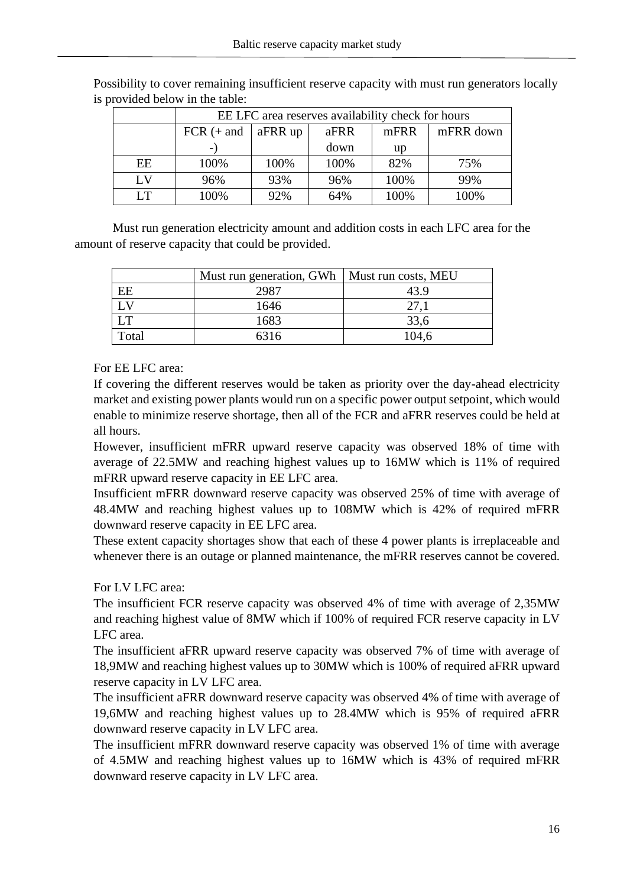Possibility to cover remaining insufficient reserve capacity with must run generators locally is provided below in the table:

| | EE LFC area reserves availability check for hours | | | | |
|---|---|---|---|---|---|
| | FCR (+ and -) | aFRR up | aFRR down | mFRR up | mFRR down |
| EE | 100% | 100% | 100% | 82% | 75% |
| LV | 96% | 93% | 96% | 100% | 99% |
| LT | 100% | 92% | 64% | 100% | 100% |

Must run generation electricity amount and addition costs in each LFC area for the amount of reserve capacity that could be provided.

| | Must run generation, GWh | Must run costs, MEU |
|---|---|---|
| EE | 2987 | 43.9 |
| LV | 1646 | 27,1 |
| LT | 1683 | 33,6 |
| Total | 6316 | 104,6 |

For EE LFC area:

If covering the different reserves would be taken as priority over the day-ahead electricity market and existing power plants would run on a specific power output setpoint, which would enable to minimize reserve shortage, then all of the FCR and aFRR reserves could be held at all hours.

However, insufficient mFRR upward reserve capacity was observed 18% of time with average of 22.5MW and reaching highest values up to 16MW which is 11% of required mFRR upward reserve capacity in EE LFC area.

Insufficient mFRR downward reserve capacity was observed 25% of time with average of 48.4MW and reaching highest values up to 108MW which is 42% of required mFRR downward reserve capacity in EE LFC area.

These extent capacity shortages show that each of these 4 power plants is irreplaceable and whenever there is an outage or planned maintenance, the mFRR reserves cannot be covered.

For LV LFC area:

The insufficient FCR reserve capacity was observed 4% of time with average of 2,35MW and reaching highest value of 8MW which if 100% of required FCR reserve capacity in LV LFC area.

The insufficient aFRR upward reserve capacity was observed 7% of time with average of 18,9MW and reaching highest values up to 30MW which is 100% of required aFRR upward reserve capacity in LV LFC area.

The insufficient aFRR downward reserve capacity was observed 4% of time with average of 19,6MW and reaching highest values up to 28.4MW which is 95% of required aFRR downward reserve capacity in LV LFC area.

The insufficient mFRR downward reserve capacity was observed 1% of time with average of 4.5MW and reaching highest values up to 16MW which is 43% of required mFRR downward reserve capacity in LV LFC area.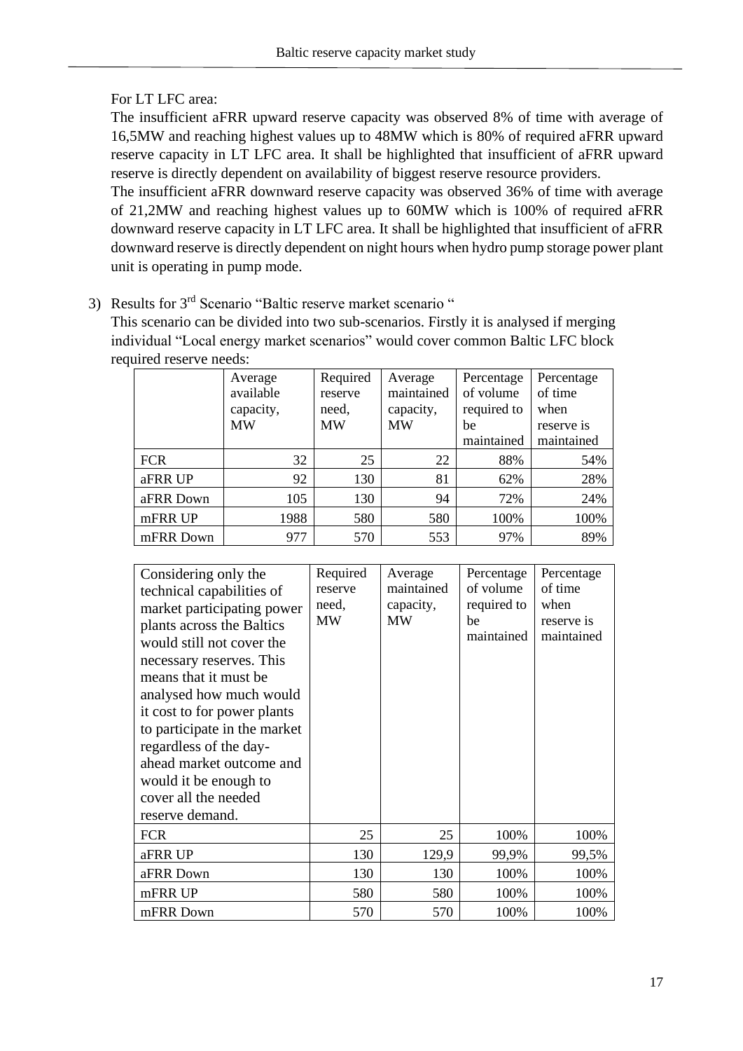For LT LFC area:

The insufficient aFRR upward reserve capacity was observed 8% of time with average of 16,5MW and reaching highest values up to 48MW which is 80% of required aFRR upward reserve capacity in LT LFC area. It shall be highlighted that insufficient of aFRR upward reserve is directly dependent on availability of biggest reserve resource providers.

The insufficient aFRR downward reserve capacity was observed 36% of time with average of 21,2MW and reaching highest values up to 60MW which is 100% of required aFRR downward reserve capacity in LT LFC area. It shall be highlighted that insufficient of aFRR downward reserve is directly dependent on night hours when hydro pump storage power plant unit is operating in pump mode.

3) Results for 3rd Scenario "Baltic reserve market scenario "

   This scenario can be divided into two sub-scenarios. Firstly it is analysed if merging individual "Local energy market scenarios" would cover common Baltic LFC block required reserve needs:

| | Average available capacity, MW | Required reserve need, MW | Average maintained capacity, MW | Percentage of volume required to be maintained | Percentage of time when reserve is maintained |
|---|---|---|---|---|---|
| FCR | 32 | 25 | 22 | 88% | 54% |
| aFRR UP | 92 | 130 | 81 | 62% | 28% |
| aFRR Down | 105 | 130 | 94 | 72% | 24% |
| mFRR UP | 1988 | 580 | 580 | 100% | 100% |
| mFRR Down | 977 | 570 | 553 | 97% | 89% |

| Considering only the technical capabilities of market participating power plants across the Baltics would still not cover the necessary reserves. This means that it must be analysed how much would it cost to for power plants to participate in the market regardless of the day-ahead market outcome and would it be enough to cover all the needed reserve demand. | Required reserve need, MW | Average maintained capacity, MW | Percentage of volume required to be maintained | Percentage of time when reserve is maintained |
|---|---|---|---|---|
| FCR | 25 | 25 | 100% | 100% |
| aFRR UP | 130 | 129,9 | 99,9% | 99,5% |
| aFRR Down | 130 | 130 | 100% | 100% |
| mFRR UP | 580 | 580 | 100% | 100% |
| mFRR Down | 570 | 570 | 100% | 100% |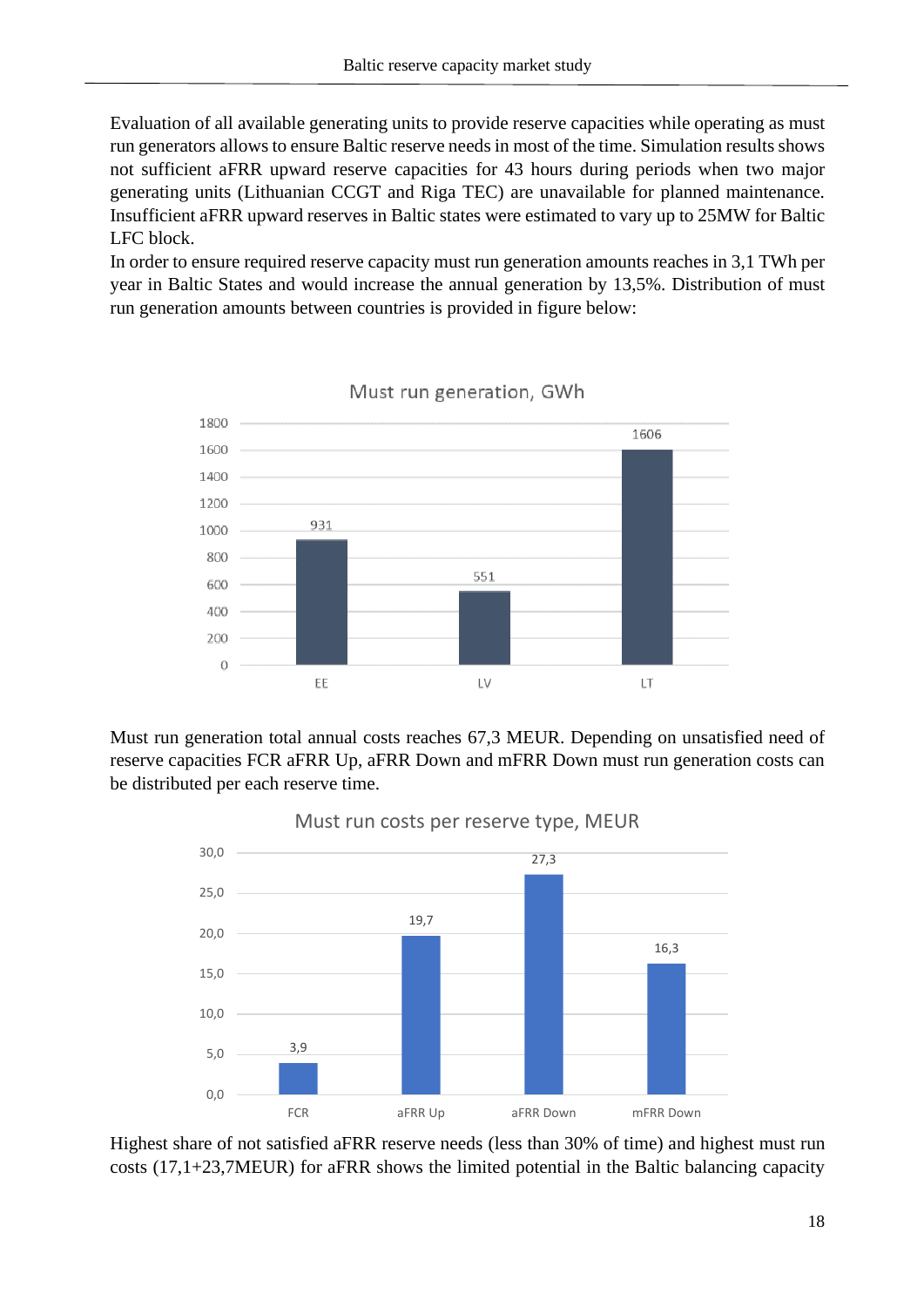Evaluation of all available generating units to provide reserve capacities while operating as must run generators allows to ensure Baltic reserve needs in most of the time. Simulation results shows not sufficient aFRR upward reserve capacities for 43 hours during periods when two major generating units (Lithuanian CCGT and Riga TEC) are unavailable for planned maintenance. Insufficient aFRR upward reserves in Baltic states were estimated to vary up to 25MW for Baltic LFC block.

In order to ensure required reserve capacity must run generation amounts reaches in 3,1 TWh per year in Baltic States and would increase the annual generation by 13,5%. Distribution of must run generation amounts between countries is provided in figure below:

**Must run generation, GWh**

| | EE | LV | LT |
|---|---|---|---|
| GWh | 931 | 551 | 1606 |

Must run generation total annual costs reaches 67,3 MEUR. Depending on unsatisfied need of reserve capacities FCR aFRR Up, aFRR Down and mFRR Down must run generation costs can be distributed per each reserve time.

**Must run costs per reserve type, MEUR**

| | FCR | aFRR Up | aFRR Down | mFRR Down |
|---|---|---|---|---|
| MEUR | 3,9 | 19,7 | 27,3 | 16,3 |

Highest share of not satisfied aFRR reserve needs (less than 30% of time) and highest must run costs (17,1+23,7MEUR) for aFRR shows the limited potential in the Baltic balancing capacity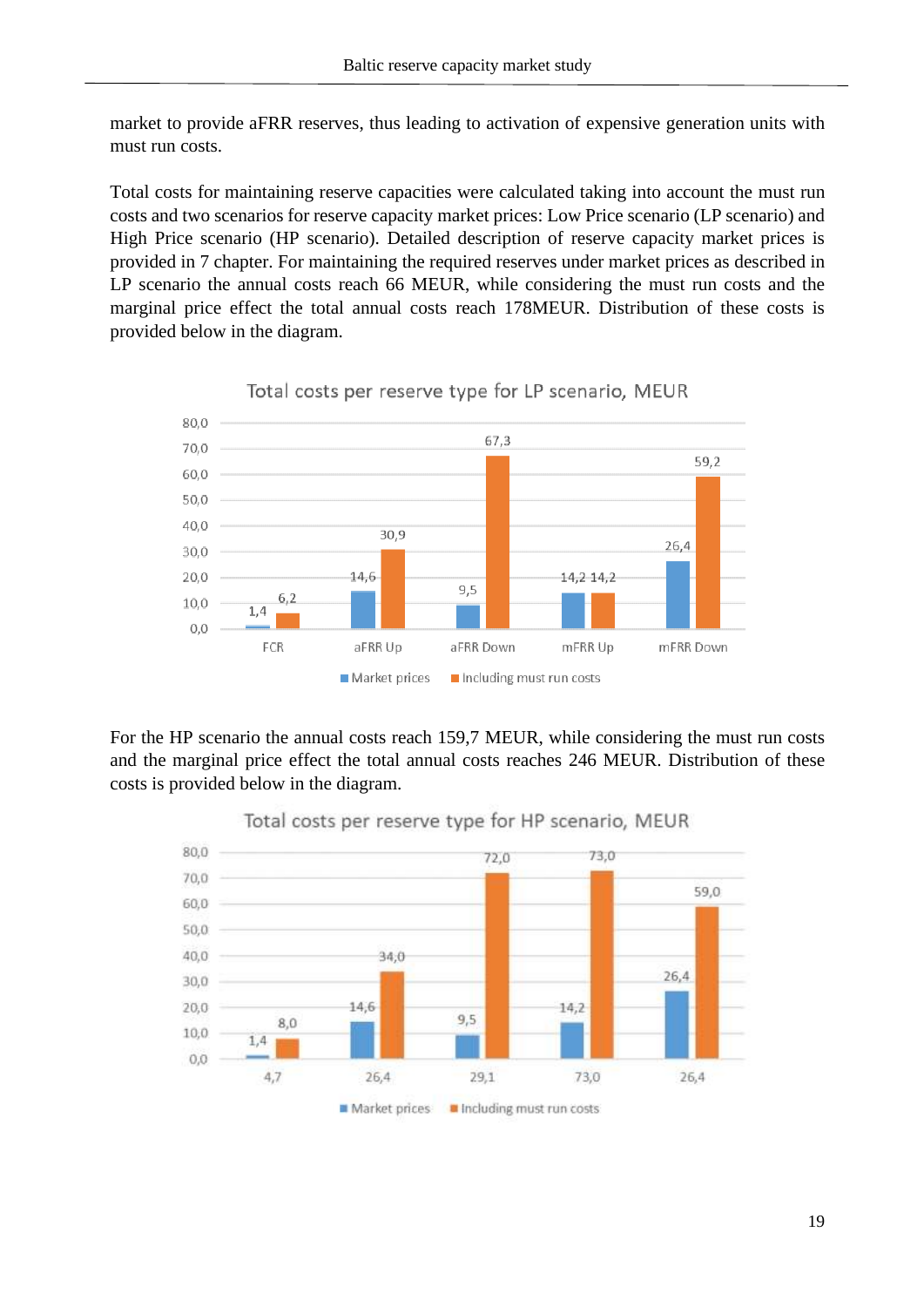market to provide aFRR reserves, thus leading to activation of expensive generation units with must run costs.

Total costs for maintaining reserve capacities were calculated taking into account the must run costs and two scenarios for reserve capacity market prices: Low Price scenario (LP scenario) and High Price scenario (HP scenario). Detailed description of reserve capacity market prices is provided in 7 chapter. For maintaining the required reserves under market prices as described in LP scenario the annual costs reach 66 MEUR, while considering the must run costs and the marginal price effect the total annual costs reach 178MEUR. Distribution of these costs is provided below in the diagram.

**Total costs per reserve type for LP scenario, MEUR**

| | FCR | aFRR Up | aFRR Down | mFRR Up | mFRR Down |
|---|---|---|---|---|---|
| Market prices | 1,4 | 14,6 | 9,5 | 14,2 | 26,4 |
| Including must run costs | 6,2 | 30,9 | 67,3 | 14,2 | 59,2 |

For the HP scenario the annual costs reach 159,7 MEUR, while considering the must run costs and the marginal price effect the total annual costs reaches 246 MEUR. Distribution of these costs is provided below in the diagram.

**Total costs per reserve type for HP scenario, MEUR**

| | 4,7 | 26,4 | 29,1 | 73,0 | 26,4 |
|---|---|---|---|---|---|
| Market prices | 1,4 | 14,6 | 9,5 | 14,2 | 26,4 |
| Including must run costs | 8,0 | 34,0 | 72,0 | 73,0 | 59,0 |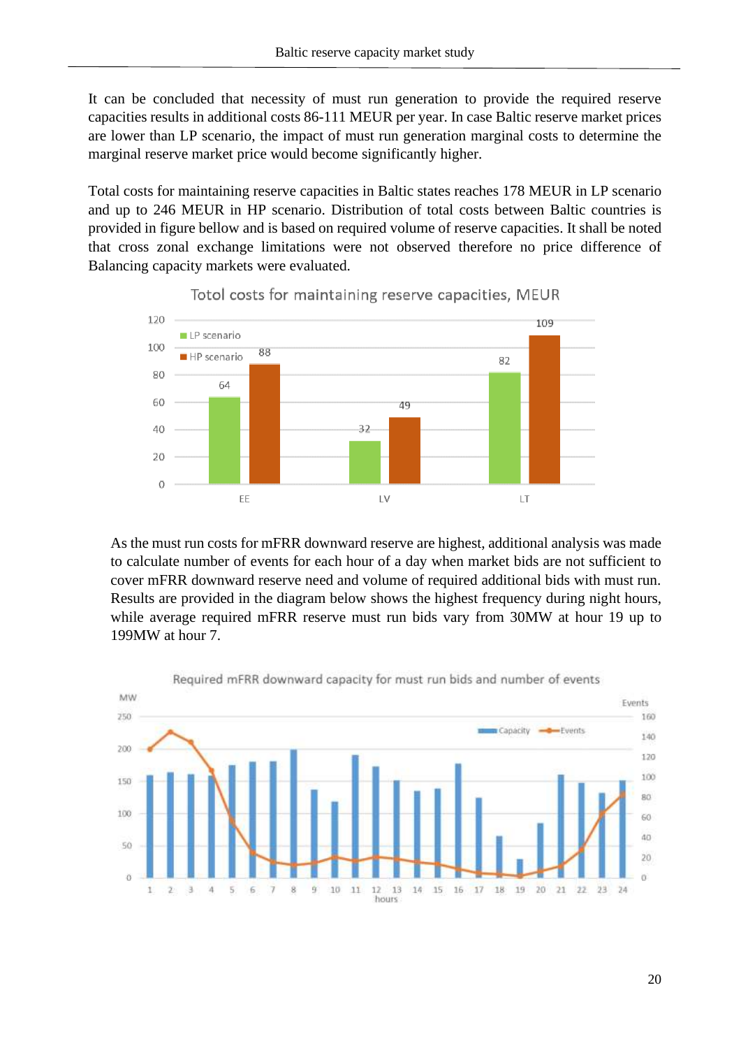It can be concluded that necessity of must run generation to provide the required reserve capacities results in additional costs 86-111 MEUR per year. In case Baltic reserve market prices are lower than LP scenario, the impact of must run generation marginal costs to determine the marginal reserve market price would become significantly higher.

Total costs for maintaining reserve capacities in Baltic states reaches 178 MEUR in LP scenario and up to 246 MEUR in HP scenario. Distribution of total costs between Baltic countries is provided in figure bellow and is based on required volume of reserve capacities. It shall be noted that cross zonal exchange limitations were not observed therefore no price difference of Balancing capacity markets were evaluated.

Totol costs for maintaining reserve capacities, MEUR

| | LP scenario | HP scenario |
|---|---|---|
| EE | 64 | 88 |
| LV | 32 | 49 |
| LT | 82 | 109 |

As the must run costs for mFRR downward reserve are highest, additional analysis was made to calculate number of events for each hour of a day when market bids are not sufficient to cover mFRR downward reserve need and volume of required additional bids with must run. Results are provided in the diagram below shows the highest frequency during night hours, while average required mFRR reserve must run bids vary from 30MW at hour 19 up to 199MW at hour 7.

Required mFRR downward capacity for must run bids and number of events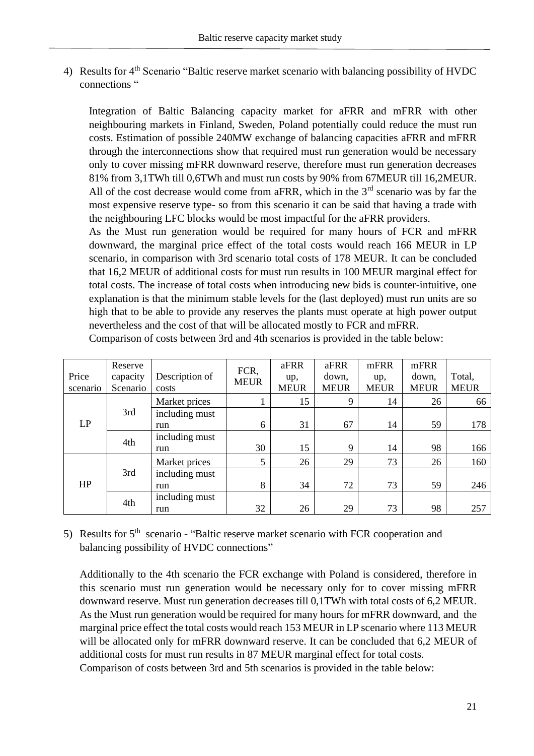4) Results for 4th Scenario "Baltic reserve market scenario with balancing possibility of HVDC connections "

   Integration of Baltic Balancing capacity market for aFRR and mFRR with other neighbouring markets in Finland, Sweden, Poland potentially could reduce the must run costs. Estimation of possible 240MW exchange of balancing capacities aFRR and mFRR through the interconnections show that required must run generation would be necessary only to cover missing mFRR downward reserve, therefore must run generation decreases 81% from 3,1TWh till 0,6TWh and must run costs by 90% from 67MEUR till 16,2MEUR. All of the cost decrease would come from aFRR, which in the 3rd scenario was by far the most expensive reserve type- so from this scenario it can be said that having a trade with the neighbouring LFC blocks would be most impactful for the aFRR providers.

   As the Must run generation would be required for many hours of FCR and mFRR downward, the marginal price effect of the total costs would reach 166 MEUR in LP scenario, in comparison with 3rd scenario total costs of 178 MEUR. It can be concluded that 16,2 MEUR of additional costs for must run results in 100 MEUR marginal effect for total costs. The increase of total costs when introducing new bids is counter-intuitive, one explanation is that the minimum stable levels for the (last deployed) must run units are so high that to be able to provide any reserves the plants must operate at high power output nevertheless and the cost of that will be allocated mostly to FCR and mFRR.

   Comparison of costs between 3rd and 4th scenarios is provided in the table below:

| Price scenario | Reserve capacity Scenario | Description of costs | FCR, MEUR | aFRR up, MEUR | aFRR down, MEUR | mFRR up, MEUR | mFRR down, MEUR | Total, MEUR |
|---|---|---|---|---|---|---|---|---|
| LP | 3rd | Market prices | 1 | 15 | 9 | 14 | 26 | 66 |
| | | including must run | 6 | 31 | 67 | 14 | 59 | 178 |
| | 4th | including must run | 30 | 15 | 9 | 14 | 98 | 166 |
| HP | 3rd | Market prices | 5 | 26 | 29 | 73 | 26 | 160 |
| | | including must run | 8 | 34 | 72 | 73 | 59 | 246 |
| | 4th | including must run | 32 | 26 | 29 | 73 | 98 | 257 |

5) Results for 5th scenario - "Baltic reserve market scenario with FCR cooperation and balancing possibility of HVDC connections"

   Additionally to the 4th scenario the FCR exchange with Poland is considered, therefore in this scenario must run generation would be necessary only for to cover missing mFRR downward reserve. Must run generation decreases till 0,1TWh with total costs of 6,2 MEUR. As the Must run generation would be required for many hours for mFRR downward, and the marginal price effect the total costs would reach 153 MEUR in LP scenario where 113 MEUR will be allocated only for mFRR downward reserve. It can be concluded that 6,2 MEUR of additional costs for must run results in 87 MEUR marginal effect for total costs.

   Comparison of costs between 3rd and 5th scenarios is provided in the table below: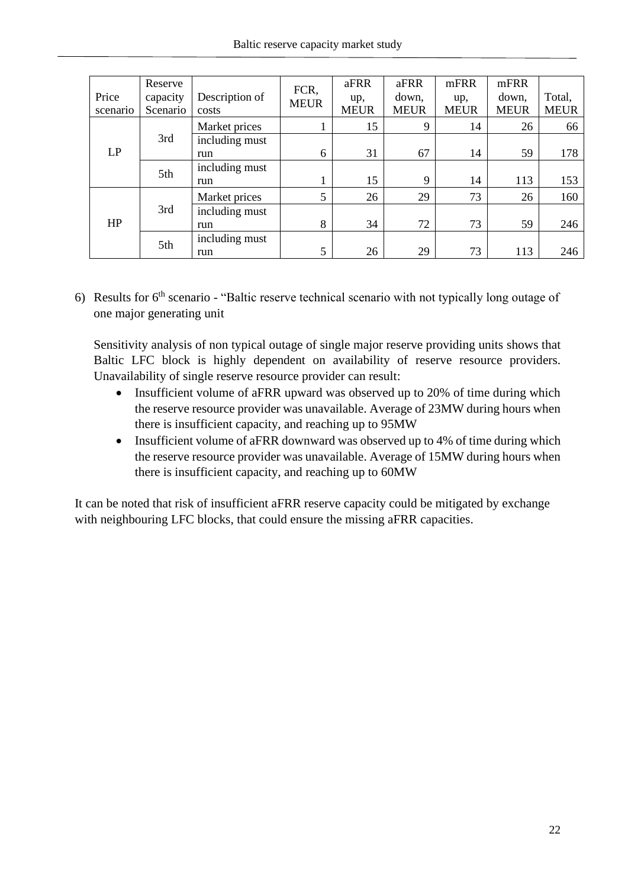| Price scenario | Reserve capacity Scenario | Description of costs | FCR, MEUR | aFRR up, MEUR | aFRR down, MEUR | mFRR up, MEUR | mFRR down, MEUR | Total, MEUR |
|---|---|---|---|---|---|---|---|---|
| LP | 3rd | Market prices | 1 | 15 | 9 | 14 | 26 | 66 |
| | | including must run | 6 | 31 | 67 | 14 | 59 | 178 |
| | 5th | including must run | 1 | 15 | 9 | 14 | 113 | 153 |
| HP | 3rd | Market prices | 5 | 26 | 29 | 73 | 26 | 160 |
| | | including must run | 8 | 34 | 72 | 73 | 59 | 246 |
| | 5th | including must run | 5 | 26 | 29 | 73 | 113 | 246 |

6) Results for 6th scenario - "Baltic reserve technical scenario with not typically long outage of one major generating unit

   Sensitivity analysis of non typical outage of single major reserve providing units shows that Baltic LFC block is highly dependent on availability of reserve resource providers. Unavailability of single reserve resource provider can result:

   - Insufficient volume of aFRR upward was observed up to 20% of time during which the reserve resource provider was unavailable. Average of 23MW during hours when there is insufficient capacity, and reaching up to 95MW
   - Insufficient volume of aFRR downward was observed up to 4% of time during which the reserve resource provider was unavailable. Average of 15MW during hours when there is insufficient capacity, and reaching up to 60MW

It can be noted that risk of insufficient aFRR reserve capacity could be mitigated by exchange with neighbouring LFC blocks, that could ensure the missing aFRR capacities.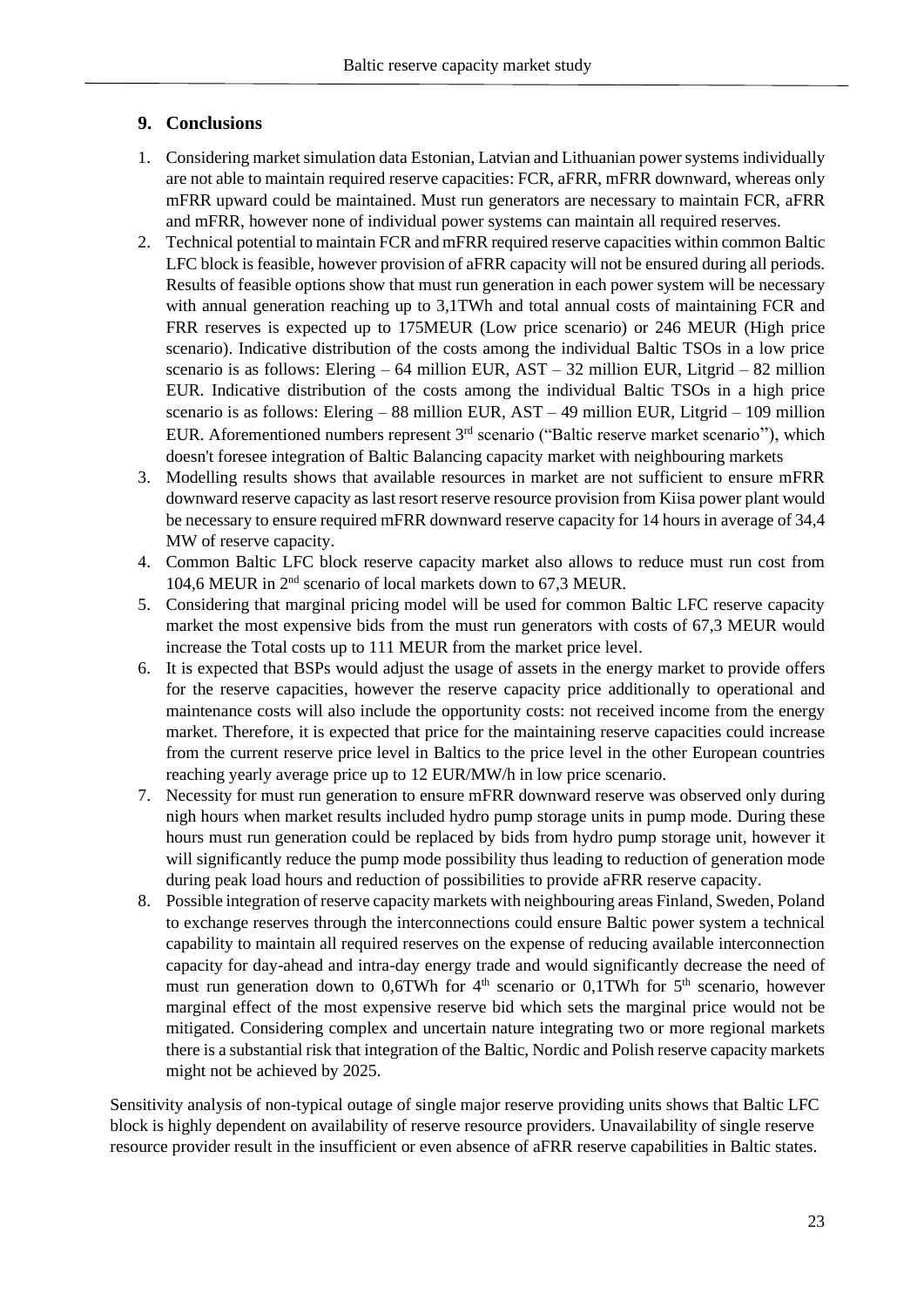## 9. Conclusions

1. Considering market simulation data Estonian, Latvian and Lithuanian power systems individually are not able to maintain required reserve capacities: FCR, aFRR, mFRR downward, whereas only mFRR upward could be maintained. Must run generators are necessary to maintain FCR, aFRR and mFRR, however none of individual power systems can maintain all required reserves.
2. Technical potential to maintain FCR and mFRR required reserve capacities within common Baltic LFC block is feasible, however provision of aFRR capacity will not be ensured during all periods. Results of feasible options show that must run generation in each power system will be necessary with annual generation reaching up to 3,1TWh and total annual costs of maintaining FCR and FRR reserves is expected up to 175MEUR (Low price scenario) or 246 MEUR (High price scenario). Indicative distribution of the costs among the individual Baltic TSOs in a low price scenario is as follows: Elering – 64 million EUR, AST – 32 million EUR, Litgrid – 82 million EUR. Indicative distribution of the costs among the individual Baltic TSOs in a high price scenario is as follows: Elering – 88 million EUR, AST – 49 million EUR, Litgrid – 109 million EUR. Aforementioned numbers represent 3rd scenario ("Baltic reserve market scenario"), which doesn't foresee integration of Baltic Balancing capacity market with neighbouring markets
3. Modelling results shows that available resources in market are not sufficient to ensure mFRR downward reserve capacity as last resort reserve resource provision from Kiisa power plant would be necessary to ensure required mFRR downward reserve capacity for 14 hours in average of 34,4 MW of reserve capacity.
4. Common Baltic LFC block reserve capacity market also allows to reduce must run cost from 104,6 MEUR in 2nd scenario of local markets down to 67,3 MEUR.
5. Considering that marginal pricing model will be used for common Baltic LFC reserve capacity market the most expensive bids from the must run generators with costs of 67,3 MEUR would increase the Total costs up to 111 MEUR from the market price level.
6. It is expected that BSPs would adjust the usage of assets in the energy market to provide offers for the reserve capacities, however the reserve capacity price additionally to operational and maintenance costs will also include the opportunity costs: not received income from the energy market. Therefore, it is expected that price for the maintaining reserve capacities could increase from the current reserve price level in Baltics to the price level in the other European countries reaching yearly average price up to 12 EUR/MW/h in low price scenario.
7. Necessity for must run generation to ensure mFRR downward reserve was observed only during nigh hours when market results included hydro pump storage units in pump mode. During these hours must run generation could be replaced by bids from hydro pump storage unit, however it will significantly reduce the pump mode possibility thus leading to reduction of generation mode during peak load hours and reduction of possibilities to provide aFRR reserve capacity.
8. Possible integration of reserve capacity markets with neighbouring areas Finland, Sweden, Poland to exchange reserves through the interconnections could ensure Baltic power system a technical capability to maintain all required reserves on the expense of reducing available interconnection capacity for day-ahead and intra-day energy trade and would significantly decrease the need of must run generation down to 0,6TWh for 4th scenario or 0,1TWh for 5th scenario, however marginal effect of the most expensive reserve bid which sets the marginal price would not be mitigated. Considering complex and uncertain nature integrating two or more regional markets there is a substantial risk that integration of the Baltic, Nordic and Polish reserve capacity markets might not be achieved by 2025.

Sensitivity analysis of non-typical outage of single major reserve providing units shows that Baltic LFC block is highly dependent on availability of reserve resource providers. Unavailability of single reserve resource provider result in the insufficient or even absence of aFRR reserve capabilities in Baltic states.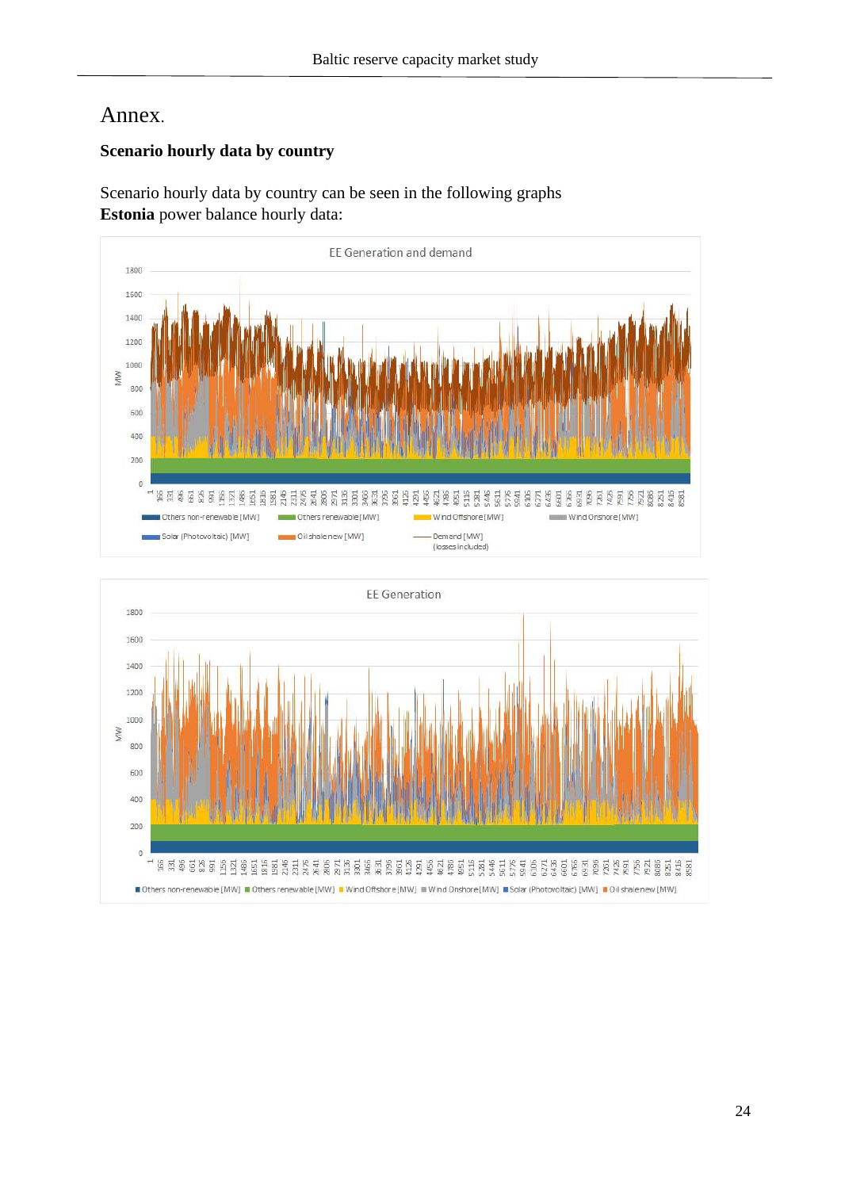# Annex.

### Scenario hourly data by country

Scenario hourly data by country can be seen in the following graphs
**Estonia** power balance hourly data: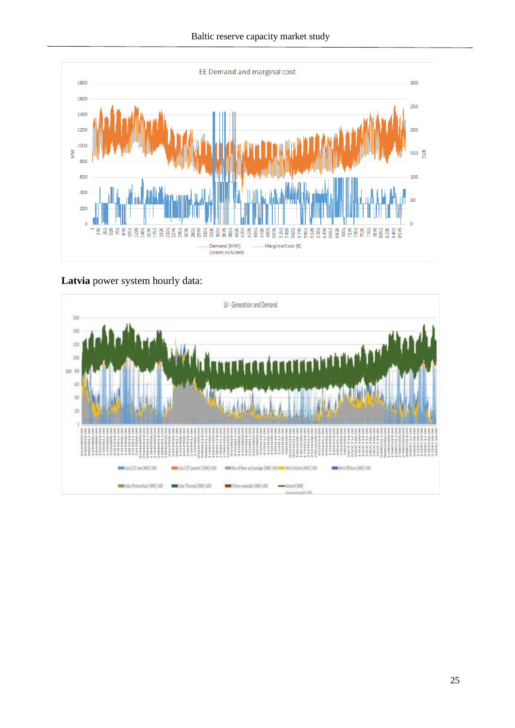**Latvia** power system hourly data: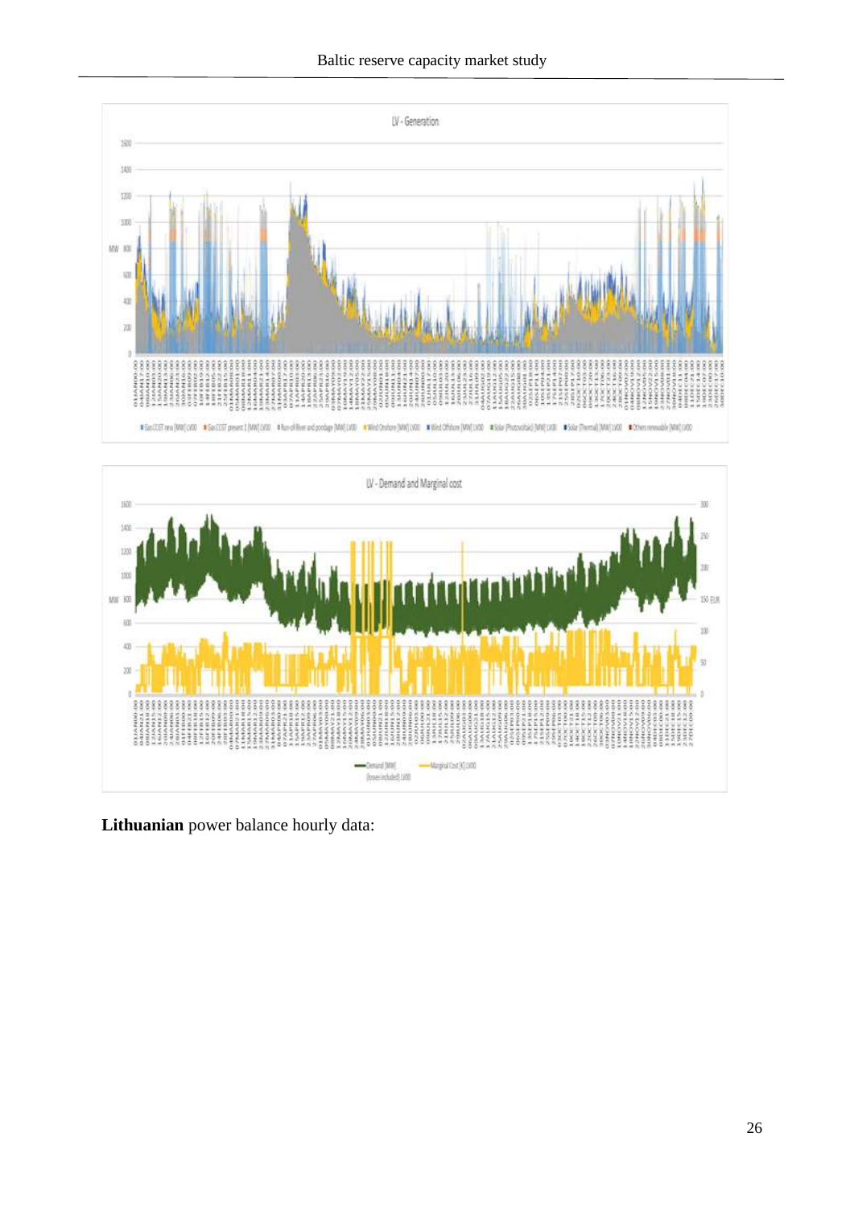**Lithuanian** power balance hourly data: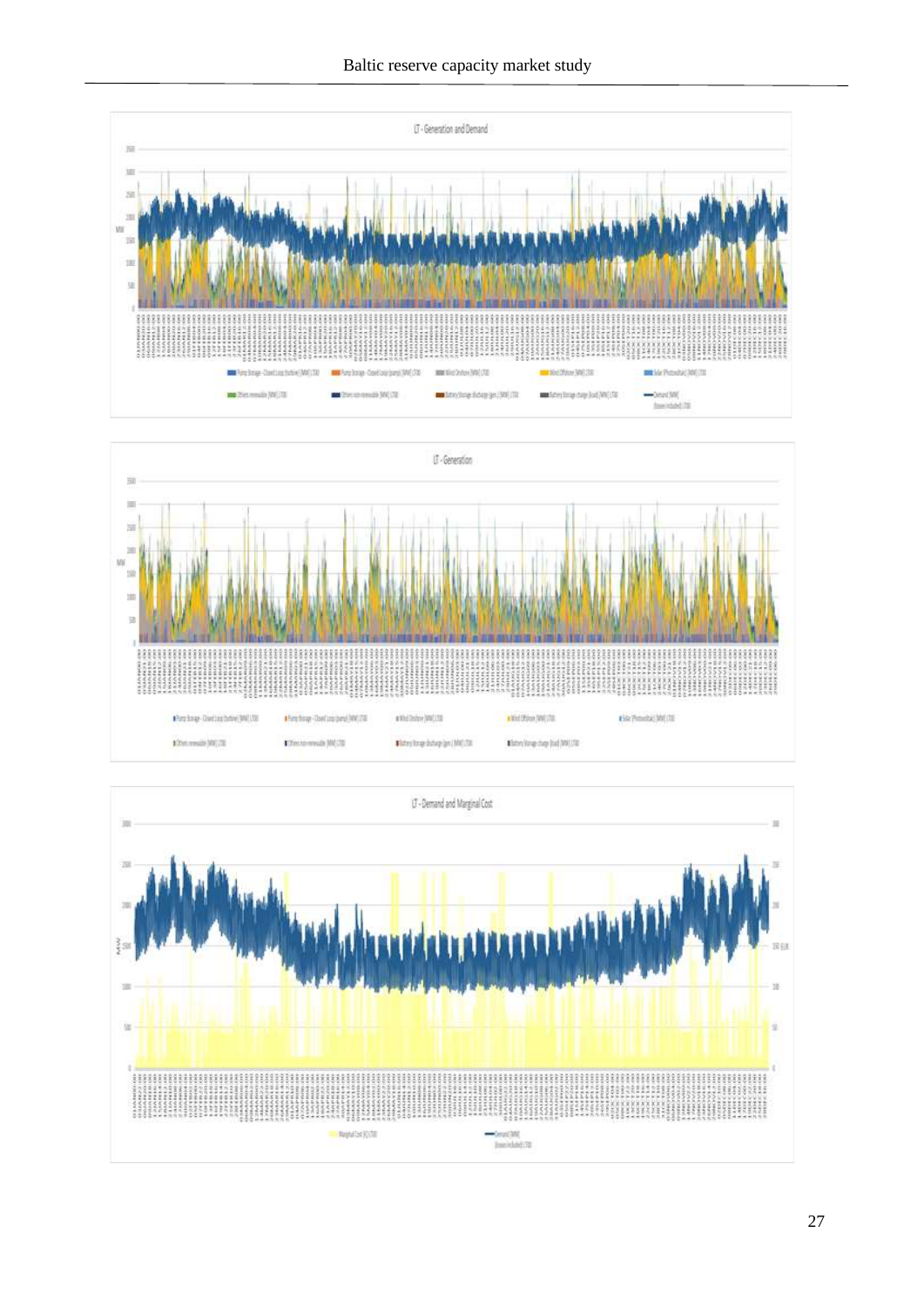LT - Generation and Demand

LT - Generation

LT - Demand and Marginal Cost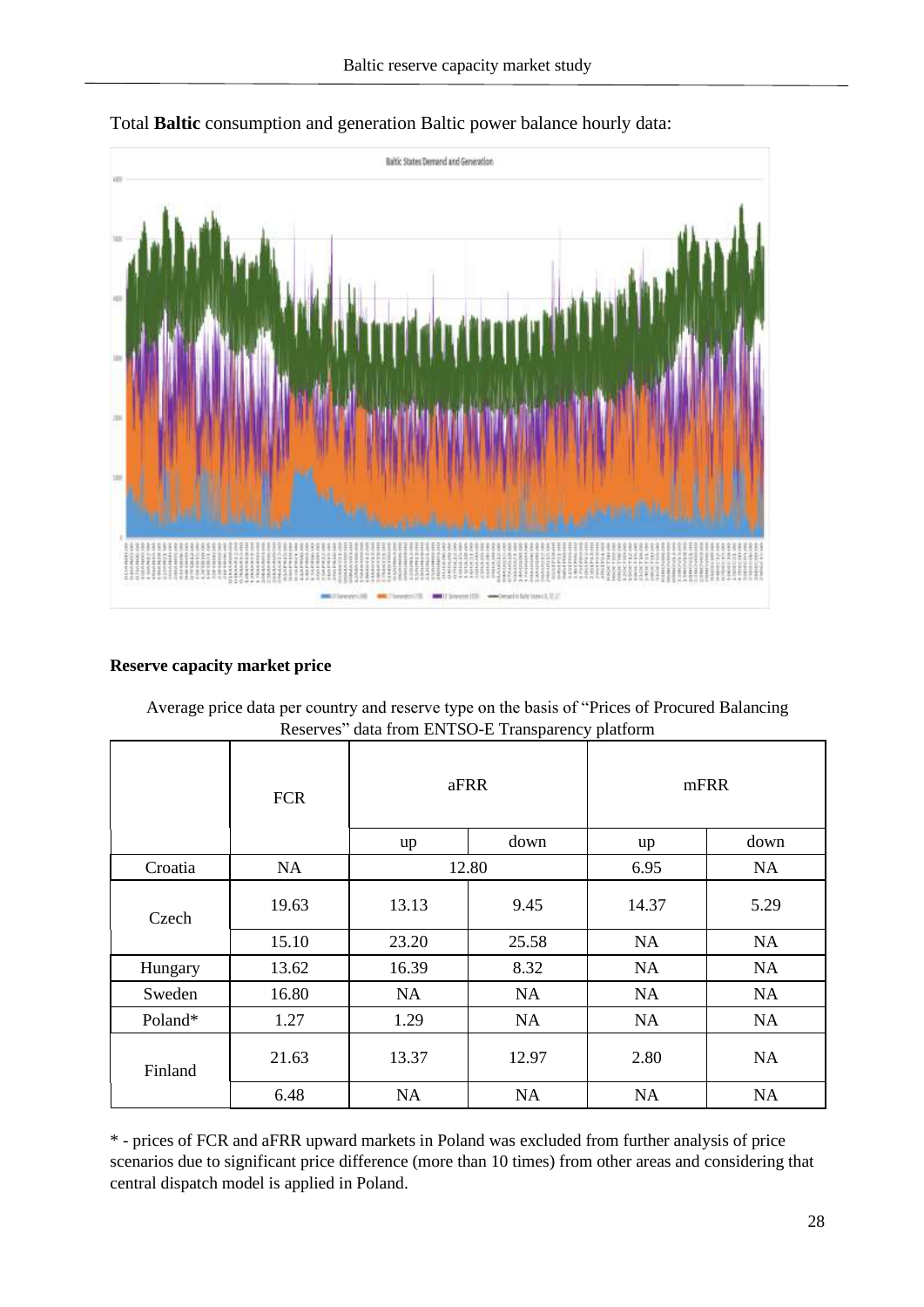Total **Baltic** consumption and generation Baltic power balance hourly data:

**Reserve capacity market price**

Average price data per country and reserve type on the basis of "Prices of Procured Balancing Reserves" data from ENTSO-E Transparency platform

| | FCR | aFRR | | mFRR | |
|---|---|---|---|---|---|
| | | up | down | up | down |
| Croatia | NA | 12.80 | | 6.95 | NA |
| Czech | 19.63 | 13.13 | 9.45 | 14.37 | 5.29 |
| | 15.10 | 23.20 | 25.58 | NA | NA |
| Hungary | 13.62 | 16.39 | 8.32 | NA | NA |
| Sweden | 16.80 | NA | NA | NA | NA |
| Poland* | 1.27 | 1.29 | NA | NA | NA |
| Finland | 21.63 | 13.37 | 12.97 | 2.80 | NA |
| | 6.48 | NA | NA | NA | NA |

* - prices of FCR and aFRR upward markets in Poland was excluded from further analysis of price scenarios due to significant price difference (more than 10 times) from other areas and considering that central dispatch model is applied in Poland.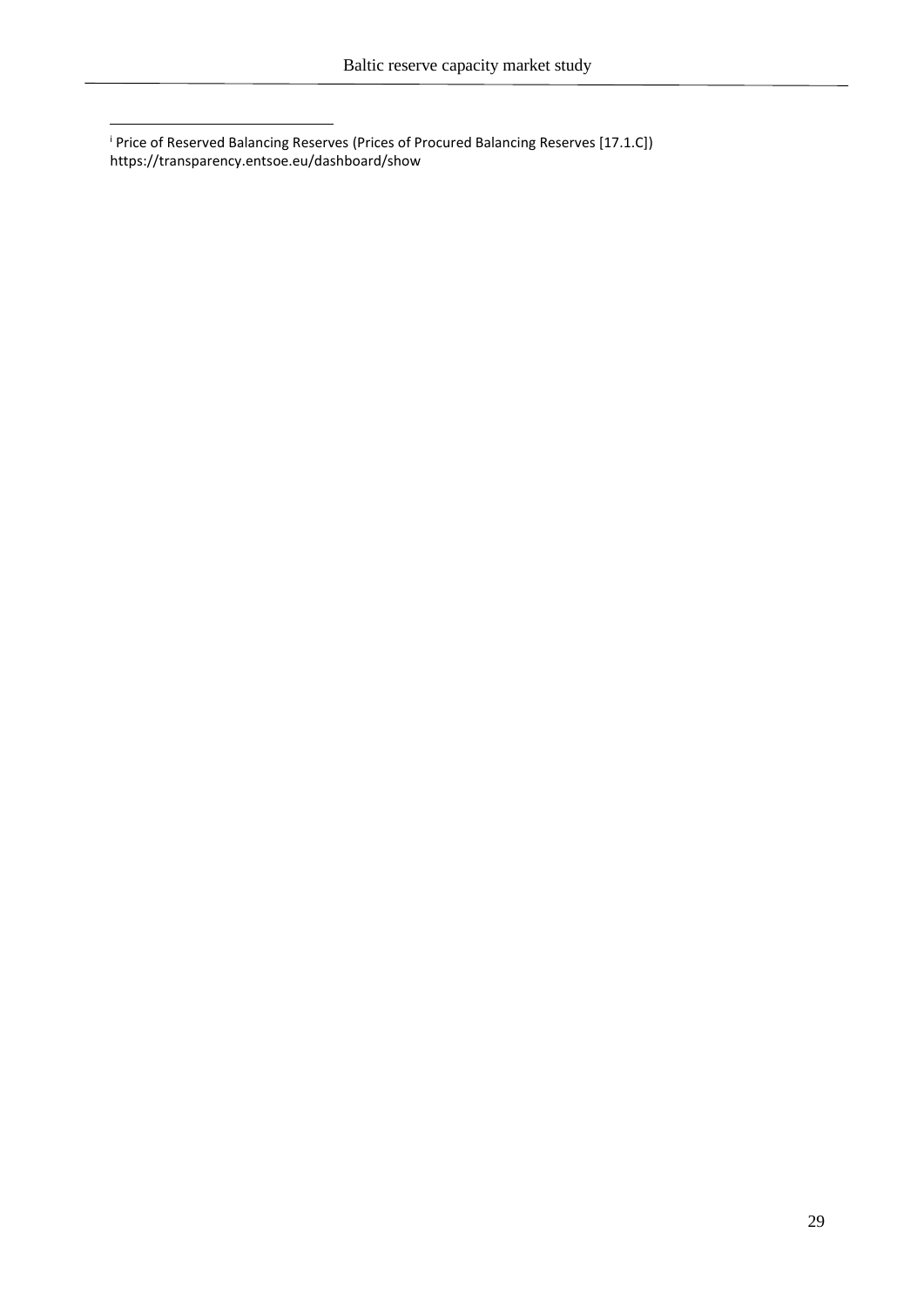[i] Price of Reserved Balancing Reserves (Prices of Procured Balancing Reserves [17.1.C]) https://transparency.entsoe.eu/dashboard/show